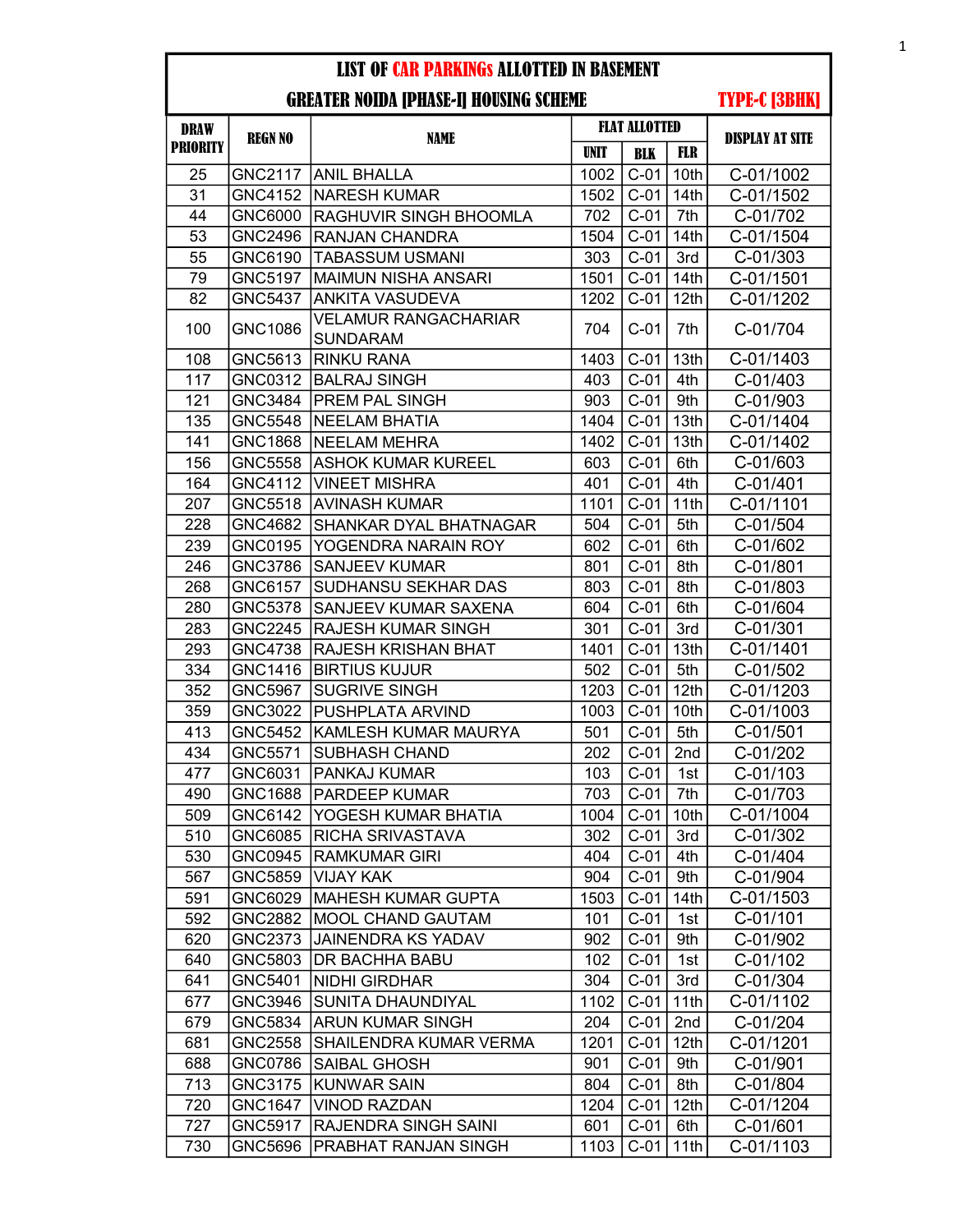# LIST OF CAR PARKINGs ALLOTTED IN BASEMENT

## GREATER NOIDA [PHASE-I] HOUSING SCHEME — TYPE-C [3BHK]

| DRAW PRIORITY | REGN NO | NAME | FLAT ALLOTTED | | | DISPLAY AT SITE |
|---|---|---|---|---|---|---|
| | | | UNIT | BLK | FLR | |
| 25 | GNC2117 | ANIL BHALLA | 1002 | C-01 | 10th | C-01/1002 |
| 31 | GNC4152 | NARESH KUMAR | 1502 | C-01 | 14th | C-01/1502 |
| 44 | GNC6000 | RAGHUVIR SINGH BHOOMLA | 702 | C-01 | 7th | C-01/702 |
| 53 | GNC2496 | RANJAN CHANDRA | 1504 | C-01 | 14th | C-01/1504 |
| 55 | GNC6190 | TABASSUM USMANI | 303 | C-01 | 3rd | C-01/303 |
| 79 | GNC5197 | MAIMUN NISHA ANSARI | 1501 | C-01 | 14th | C-01/1501 |
| 82 | GNC5437 | ANKITA VASUDEVA | 1202 | C-01 | 12th | C-01/1202 |
| 100 | GNC1086 | VELAMUR RANGACHARIAR SUNDARAM | 704 | C-01 | 7th | C-01/704 |
| 108 | GNC5613 | RINKU RANA | 1403 | C-01 | 13th | C-01/1403 |
| 117 | GNC0312 | BALRAJ SINGH | 403 | C-01 | 4th | C-01/403 |
| 121 | GNC3484 | PREM PAL SINGH | 903 | C-01 | 9th | C-01/903 |
| 135 | GNC5548 | NEELAM BHATIA | 1404 | C-01 | 13th | C-01/1404 |
| 141 | GNC1868 | NEELAM MEHRA | 1402 | C-01 | 13th | C-01/1402 |
| 156 | GNC5558 | ASHOK KUMAR KUREEL | 603 | C-01 | 6th | C-01/603 |
| 164 | GNC4112 | VINEET MISHRA | 401 | C-01 | 4th | C-01/401 |
| 207 | GNC5518 | AVINASH KUMAR | 1101 | C-01 | 11th | C-01/1101 |
| 228 | GNC4682 | SHANKAR DYAL BHATNAGAR | 504 | C-01 | 5th | C-01/504 |
| 239 | GNC0195 | YOGENDRA NARAIN ROY | 602 | C-01 | 6th | C-01/602 |
| 246 | GNC3786 | SANJEEV KUMAR | 801 | C-01 | 8th | C-01/801 |
| 268 | GNC6157 | SUDHANSU SEKHAR DAS | 803 | C-01 | 8th | C-01/803 |
| 280 | GNC5378 | SANJEEV KUMAR SAXENA | 604 | C-01 | 6th | C-01/604 |
| 283 | GNC2245 | RAJESH KUMAR SINGH | 301 | C-01 | 3rd | C-01/301 |
| 293 | GNC4738 | RAJESH KRISHAN BHAT | 1401 | C-01 | 13th | C-01/1401 |
| 334 | GNC1416 | BIRTIUS KUJUR | 502 | C-01 | 5th | C-01/502 |
| 352 | GNC5967 | SUGRIVE SINGH | 1203 | C-01 | 12th | C-01/1203 |
| 359 | GNC3022 | PUSHPLATA ARVIND | 1003 | C-01 | 10th | C-01/1003 |
| 413 | GNC5452 | KAMLESH KUMAR MAURYA | 501 | C-01 | 5th | C-01/501 |
| 434 | GNC5571 | SUBHASH CHAND | 202 | C-01 | 2nd | C-01/202 |
| 477 | GNC6031 | PANKAJ KUMAR | 103 | C-01 | 1st | C-01/103 |
| 490 | GNC1688 | PARDEEP KUMAR | 703 | C-01 | 7th | C-01/703 |
| 509 | GNC6142 | YOGESH KUMAR BHATIA | 1004 | C-01 | 10th | C-01/1004 |
| 510 | GNC6085 | RICHA SRIVASTAVA | 302 | C-01 | 3rd | C-01/302 |
| 530 | GNC0945 | RAMKUMAR GIRI | 404 | C-01 | 4th | C-01/404 |
| 567 | GNC5859 | VIJAY KAK | 904 | C-01 | 9th | C-01/904 |
| 591 | GNC6029 | MAHESH KUMAR GUPTA | 1503 | C-01 | 14th | C-01/1503 |
| 592 | GNC2882 | MOOL CHAND GAUTAM | 101 | C-01 | 1st | C-01/101 |
| 620 | GNC2373 | JAINENDRA KS YADAV | 902 | C-01 | 9th | C-01/902 |
| 640 | GNC5803 | DR BACHHA BABU | 102 | C-01 | 1st | C-01/102 |
| 641 | GNC5401 | NIDHI GIRDHAR | 304 | C-01 | 3rd | C-01/304 |
| 677 | GNC3946 | SUNITA DHAUNDIYAL | 1102 | C-01 | 11th | C-01/1102 |
| 679 | GNC5834 | ARUN KUMAR SINGH | 204 | C-01 | 2nd | C-01/204 |
| 681 | GNC2558 | SHAILENDRA KUMAR VERMA | 1201 | C-01 | 12th | C-01/1201 |
| 688 | GNC0786 | SAIBAL GHOSH | 901 | C-01 | 9th | C-01/901 |
| 713 | GNC3175 | KUNWAR SAIN | 804 | C-01 | 8th | C-01/804 |
| 720 | GNC1647 | VINOD RAZDAN | 1204 | C-01 | 12th | C-01/1204 |
| 727 | GNC5917 | RAJENDRA SINGH SAINI | 601 | C-01 | 6th | C-01/601 |
| 730 | GNC5696 | PRABHAT RANJAN SINGH | 1103 | C-01 | 11th | C-01/1103 |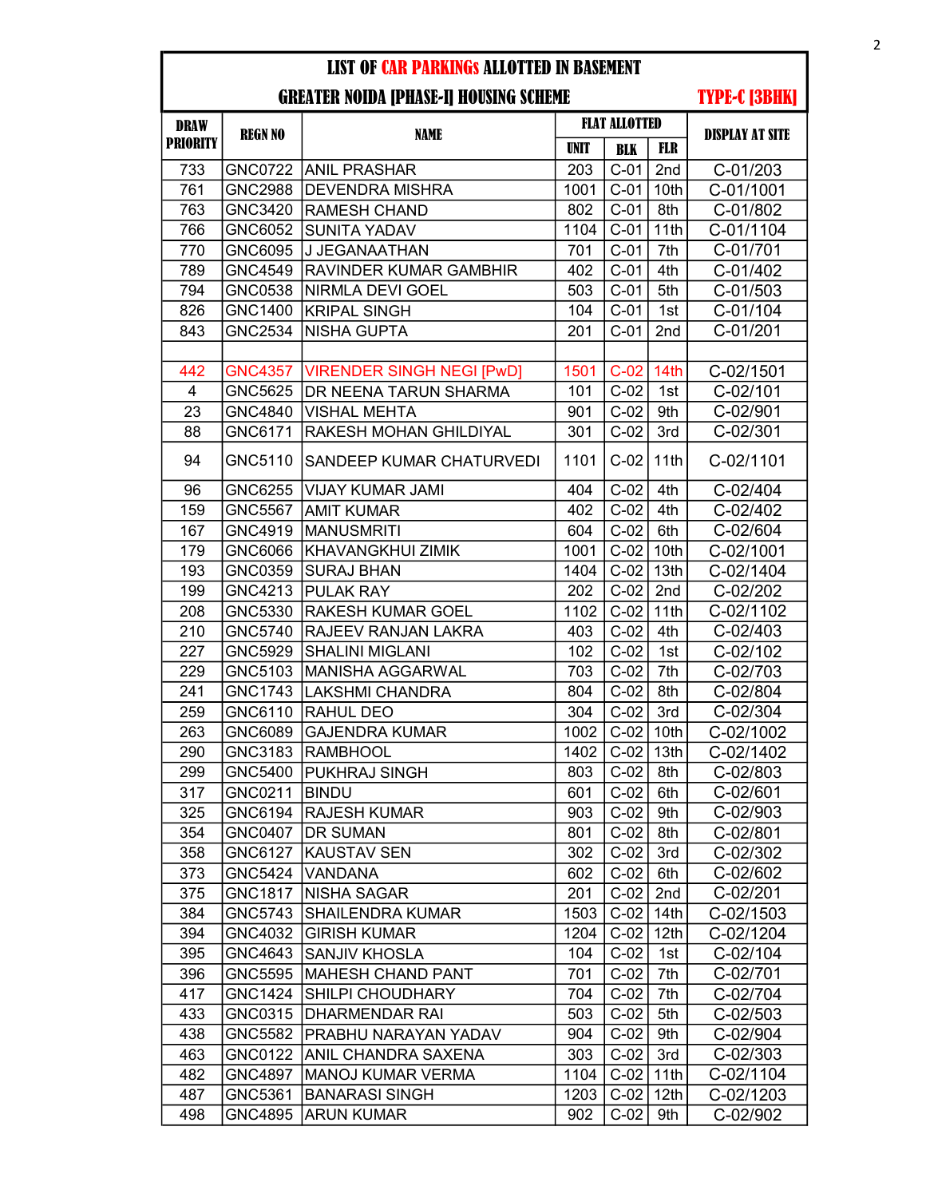## LIST OF CAR PARKINGs ALLOTTED IN BASEMENT

## GREATER NOIDA [PHASE-I] HOUSING SCHEME — TYPE-C [3BHK]

| DRAW PRIORITY | REGN NO | NAME | FLAT ALLOTTED | | | DISPLAY AT SITE |
|---|---|---|---|---|---|---|
| | | | UNIT | BLK | FLR | |
| 733 | GNC0722 | ANIL PRASHAR | 203 | C-01 | 2nd | C-01/203 |
| 761 | GNC2988 | DEVENDRA MISHRA | 1001 | C-01 | 10th | C-01/1001 |
| 763 | GNC3420 | RAMESH CHAND | 802 | C-01 | 8th | C-01/802 |
| 766 | GNC6052 | SUNITA YADAV | 1104 | C-01 | 11th | C-01/1104 |
| 770 | GNC6095 | J JEGANAATHAN | 701 | C-01 | 7th | C-01/701 |
| 789 | GNC4549 | RAVINDER KUMAR GAMBHIR | 402 | C-01 | 4th | C-01/402 |
| 794 | GNC0538 | NIRMLA DEVI GOEL | 503 | C-01 | 5th | C-01/503 |
| 826 | GNC1400 | KRIPAL SINGH | 104 | C-01 | 1st | C-01/104 |
| 843 | GNC2534 | NISHA GUPTA | 201 | C-01 | 2nd | C-01/201 |
| | | | | | | |
| 442 | GNC4357 | VIRENDER SINGH NEGI [PwD] | 1501 | C-02 | 14th | C-02/1501 |
| 4 | GNC5625 | DR NEENA TARUN SHARMA | 101 | C-02 | 1st | C-02/101 |
| 23 | GNC4840 | VISHAL MEHTA | 901 | C-02 | 9th | C-02/901 |
| 88 | GNC6171 | RAKESH MOHAN GHILDIYAL | 301 | C-02 | 3rd | C-02/301 |
| 94 | GNC5110 | SANDEEP KUMAR CHATURVEDI | 1101 | C-02 | 11th | C-02/1101 |
| 96 | GNC6255 | VIJAY KUMAR JAMI | 404 | C-02 | 4th | C-02/404 |
| 159 | GNC5567 | AMIT KUMAR | 402 | C-02 | 4th | C-02/402 |
| 167 | GNC4919 | MANUSMRITI | 604 | C-02 | 6th | C-02/604 |
| 179 | GNC6066 | KHAVANGKHUI ZIMIK | 1001 | C-02 | 10th | C-02/1001 |
| 193 | GNC0359 | SURAJ BHAN | 1404 | C-02 | 13th | C-02/1404 |
| 199 | GNC4213 | PULAK RAY | 202 | C-02 | 2nd | C-02/202 |
| 208 | GNC5330 | RAKESH KUMAR GOEL | 1102 | C-02 | 11th | C-02/1102 |
| 210 | GNC5740 | RAJEEV RANJAN LAKRA | 403 | C-02 | 4th | C-02/403 |
| 227 | GNC5929 | SHALINI MIGLANI | 102 | C-02 | 1st | C-02/102 |
| 229 | GNC5103 | MANISHA AGGARWAL | 703 | C-02 | 7th | C-02/703 |
| 241 | GNC1743 | LAKSHMI CHANDRA | 804 | C-02 | 8th | C-02/804 |
| 259 | GNC6110 | RAHUL DEO | 304 | C-02 | 3rd | C-02/304 |
| 263 | GNC6089 | GAJENDRA KUMAR | 1002 | C-02 | 10th | C-02/1002 |
| 290 | GNC3183 | RAMBHOOL | 1402 | C-02 | 13th | C-02/1402 |
| 299 | GNC5400 | PUKHRAJ SINGH | 803 | C-02 | 8th | C-02/803 |
| 317 | GNC0211 | BINDU | 601 | C-02 | 6th | C-02/601 |
| 325 | GNC6194 | RAJESH KUMAR | 903 | C-02 | 9th | C-02/903 |
| 354 | GNC0407 | DR SUMAN | 801 | C-02 | 8th | C-02/801 |
| 358 | GNC6127 | KAUSTAV SEN | 302 | C-02 | 3rd | C-02/302 |
| 373 | GNC5424 | VANDANA | 602 | C-02 | 6th | C-02/602 |
| 375 | GNC1817 | NISHA SAGAR | 201 | C-02 | 2nd | C-02/201 |
| 384 | GNC5743 | SHAILENDRA KUMAR | 1503 | C-02 | 14th | C-02/1503 |
| 394 | GNC4032 | GIRISH KUMAR | 1204 | C-02 | 12th | C-02/1204 |
| 395 | GNC4643 | SANJIV KHOSLA | 104 | C-02 | 1st | C-02/104 |
| 396 | GNC5595 | MAHESH CHAND PANT | 701 | C-02 | 7th | C-02/701 |
| 417 | GNC1424 | SHILPI CHOUDHARY | 704 | C-02 | 7th | C-02/704 |
| 433 | GNC0315 | DHARMENDAR RAI | 503 | C-02 | 5th | C-02/503 |
| 438 | GNC5582 | PRABHU NARAYAN YADAV | 904 | C-02 | 9th | C-02/904 |
| 463 | GNC0122 | ANIL CHANDRA SAXENA | 303 | C-02 | 3rd | C-02/303 |
| 482 | GNC4897 | MANOJ KUMAR VERMA | 1104 | C-02 | 11th | C-02/1104 |
| 487 | GNC5361 | BANARASI SINGH | 1203 | C-02 | 12th | C-02/1203 |
| 498 | GNC4895 | ARUN KUMAR | 902 | C-02 | 9th | C-02/902 |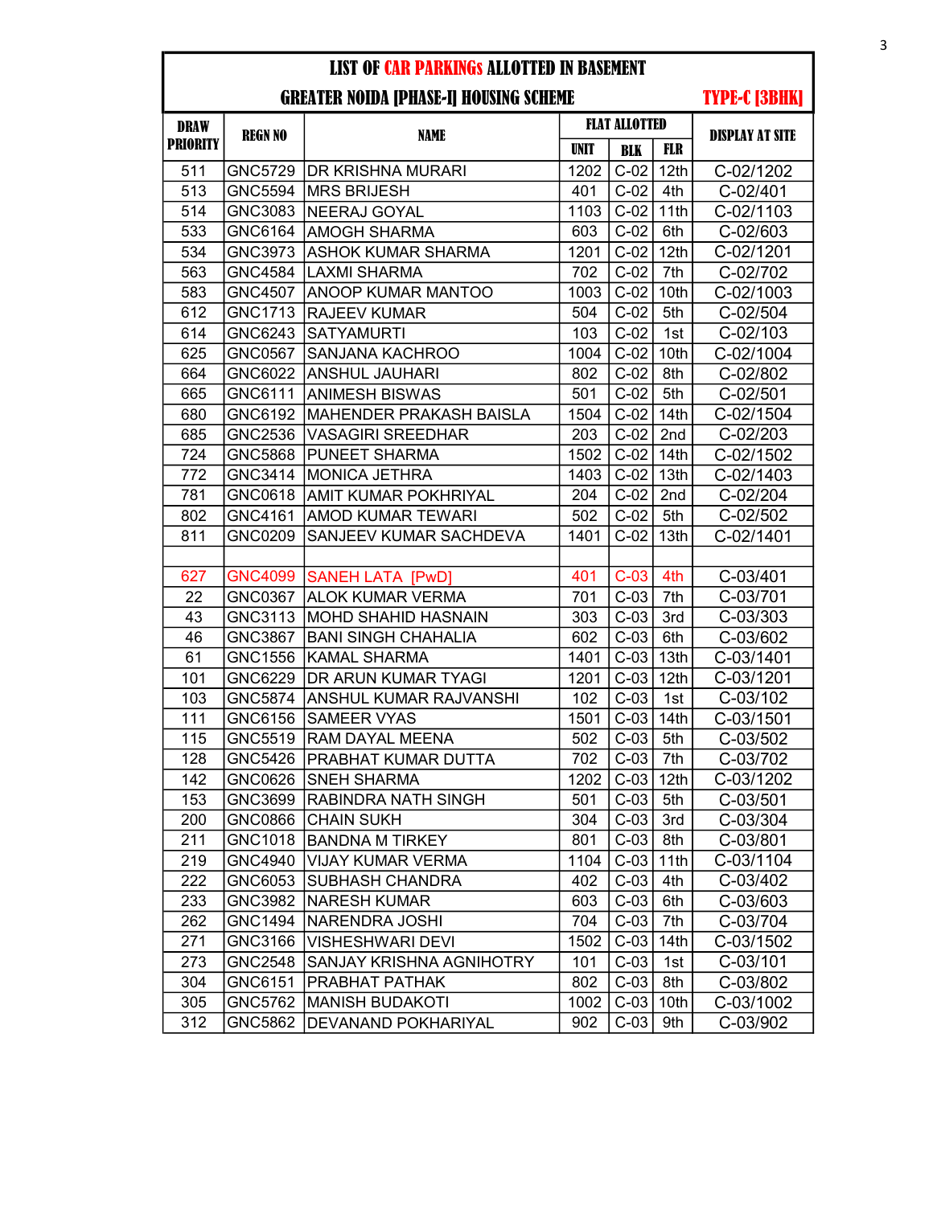# LIST OF CAR PARKINGs ALLOTTED IN BASEMENT

## GREATER NOIDA [PHASE-I] HOUSING SCHEME — TYPE-C [3BHK]

| DRAW PRIORITY | REGN NO | NAME | FLAT ALLOTTED | | | DISPLAY AT SITE |
|---|---|---|---|---|---|---|
| | | | UNIT | BLK | FLR | |
| 511 | GNC5729 | DR KRISHNA MURARI | 1202 | C-02 | 12th | C-02/1202 |
| 513 | GNC5594 | MRS BRIJESH | 401 | C-02 | 4th | C-02/401 |
| 514 | GNC3083 | NEERAJ GOYAL | 1103 | C-02 | 11th | C-02/1103 |
| 533 | GNC6164 | AMOGH SHARMA | 603 | C-02 | 6th | C-02/603 |
| 534 | GNC3973 | ASHOK KUMAR SHARMA | 1201 | C-02 | 12th | C-02/1201 |
| 563 | GNC4584 | LAXMI SHARMA | 702 | C-02 | 7th | C-02/702 |
| 583 | GNC4507 | ANOOP KUMAR MANTOO | 1003 | C-02 | 10th | C-02/1003 |
| 612 | GNC1713 | RAJEEV KUMAR | 504 | C-02 | 5th | C-02/504 |
| 614 | GNC6243 | SATYAMURTI | 103 | C-02 | 1st | C-02/103 |
| 625 | GNC0567 | SANJANA KACHROO | 1004 | C-02 | 10th | C-02/1004 |
| 664 | GNC6022 | ANSHUL JAUHARI | 802 | C-02 | 8th | C-02/802 |
| 665 | GNC6111 | ANIMESH BISWAS | 501 | C-02 | 5th | C-02/501 |
| 680 | GNC6192 | MAHENDER PRAKASH BAISLA | 1504 | C-02 | 14th | C-02/1504 |
| 685 | GNC2536 | VASAGIRI SREEDHAR | 203 | C-02 | 2nd | C-02/203 |
| 724 | GNC5868 | PUNEET SHARMA | 1502 | C-02 | 14th | C-02/1502 |
| 772 | GNC3414 | MONICA JETHRA | 1403 | C-02 | 13th | C-02/1403 |
| 781 | GNC0618 | AMIT KUMAR POKHRIYAL | 204 | C-02 | 2nd | C-02/204 |
| 802 | GNC4161 | AMOD KUMAR TEWARI | 502 | C-02 | 5th | C-02/502 |
| 811 | GNC0209 | SANJEEV KUMAR SACHDEVA | 1401 | C-02 | 13th | C-02/1401 |
| | | | | | | |
| 627 | GNC4099 | SANEH LATA [PwD] | 401 | C-03 | 4th | C-03/401 |
| 22 | GNC0367 | ALOK KUMAR VERMA | 701 | C-03 | 7th | C-03/701 |
| 43 | GNC3113 | MOHD SHAHID HASNAIN | 303 | C-03 | 3rd | C-03/303 |
| 46 | GNC3867 | BANI SINGH CHAHALIA | 602 | C-03 | 6th | C-03/602 |
| 61 | GNC1556 | KAMAL SHARMA | 1401 | C-03 | 13th | C-03/1401 |
| 101 | GNC6229 | DR ARUN KUMAR TYAGI | 1201 | C-03 | 12th | C-03/1201 |
| 103 | GNC5874 | ANSHUL KUMAR RAJVANSHI | 102 | C-03 | 1st | C-03/102 |
| 111 | GNC6156 | SAMEER VYAS | 1501 | C-03 | 14th | C-03/1501 |
| 115 | GNC5519 | RAM DAYAL MEENA | 502 | C-03 | 5th | C-03/502 |
| 128 | GNC5426 | PRABHAT KUMAR DUTTA | 702 | C-03 | 7th | C-03/702 |
| 142 | GNC0626 | SNEH SHARMA | 1202 | C-03 | 12th | C-03/1202 |
| 153 | GNC3699 | RABINDRA NATH SINGH | 501 | C-03 | 5th | C-03/501 |
| 200 | GNC0866 | CHAIN SUKH | 304 | C-03 | 3rd | C-03/304 |
| 211 | GNC1018 | BANDNA M TIRKEY | 801 | C-03 | 8th | C-03/801 |
| 219 | GNC4940 | VIJAY KUMAR VERMA | 1104 | C-03 | 11th | C-03/1104 |
| 222 | GNC6053 | SUBHASH CHANDRA | 402 | C-03 | 4th | C-03/402 |
| 233 | GNC3982 | NARESH KUMAR | 603 | C-03 | 6th | C-03/603 |
| 262 | GNC1494 | NARENDRA JOSHI | 704 | C-03 | 7th | C-03/704 |
| 271 | GNC3166 | VISHESHWARI DEVI | 1502 | C-03 | 14th | C-03/1502 |
| 273 | GNC2548 | SANJAY KRISHNA AGNIHOTRY | 101 | C-03 | 1st | C-03/101 |
| 304 | GNC6151 | PRABHAT PATHAK | 802 | C-03 | 8th | C-03/802 |
| 305 | GNC5762 | MANISH BUDAKOTI | 1002 | C-03 | 10th | C-03/1002 |
| 312 | GNC5862 | DEVANAND POKHARIYAL | 902 | C-03 | 9th | C-03/902 |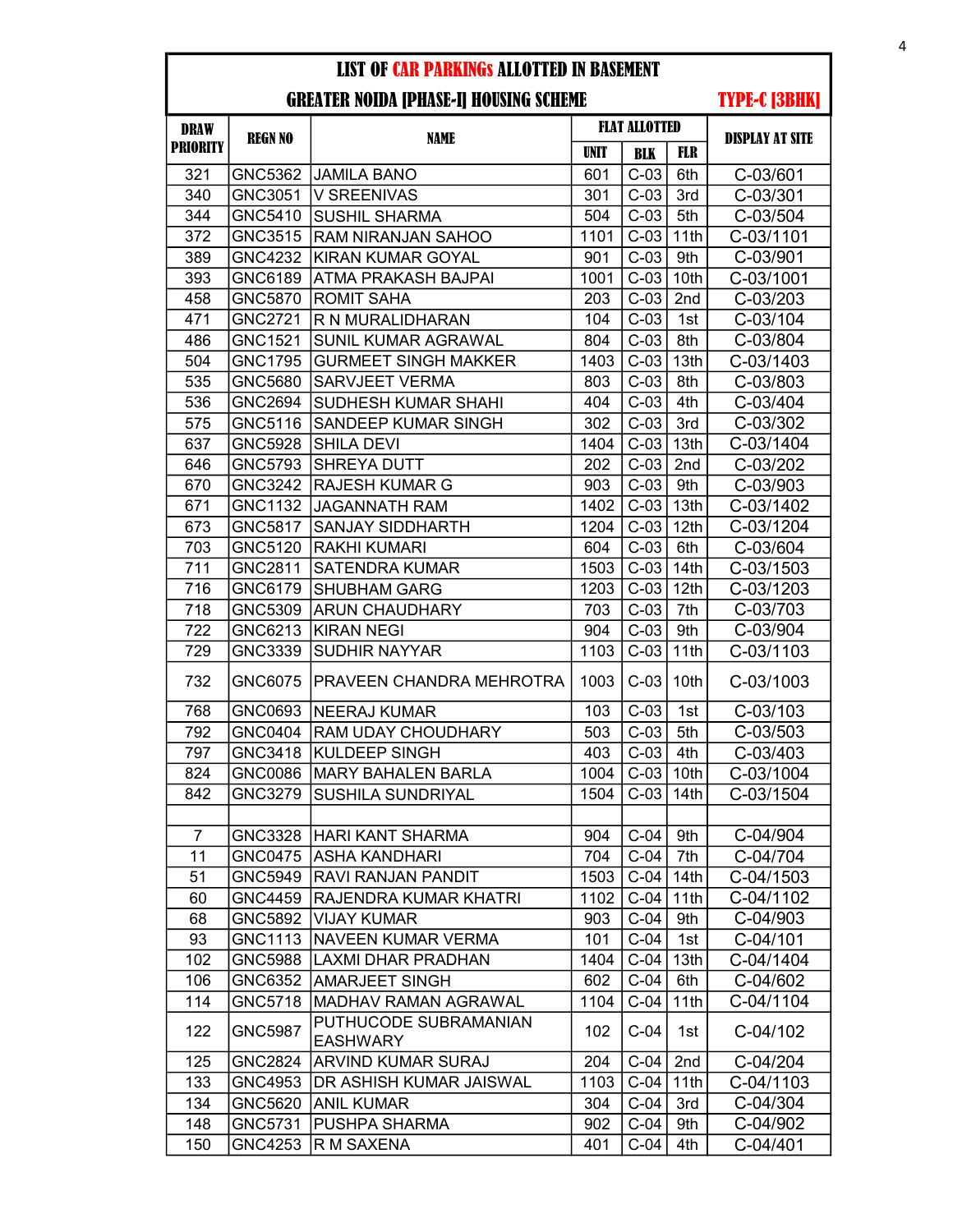## LIST OF CAR PARKINGs ALLOTTED IN BASEMENT

## GREATER NOIDA [PHASE-I] HOUSING SCHEME — TYPE-C [3BHK]

| DRAW PRIORITY | REGN NO | NAME | FLAT ALLOTTED | | | DISPLAY AT SITE |
|---|---|---|---|---|---|---|
| | | | UNIT | BLK | FLR | |
| 321 | GNC5362 | JAMILA BANO | 601 | C-03 | 6th | C-03/601 |
| 340 | GNC3051 | V SREENIVAS | 301 | C-03 | 3rd | C-03/301 |
| 344 | GNC5410 | SUSHIL SHARMA | 504 | C-03 | 5th | C-03/504 |
| 372 | GNC3515 | RAM NIRANJAN SAHOO | 1101 | C-03 | 11th | C-03/1101 |
| 389 | GNC4232 | KIRAN KUMAR GOYAL | 901 | C-03 | 9th | C-03/901 |
| 393 | GNC6189 | ATMA PRAKASH BAJPAI | 1001 | C-03 | 10th | C-03/1001 |
| 458 | GNC5870 | ROMIT SAHA | 203 | C-03 | 2nd | C-03/203 |
| 471 | GNC2721 | R N MURALIDHARAN | 104 | C-03 | 1st | C-03/104 |
| 486 | GNC1521 | SUNIL KUMAR AGRAWAL | 804 | C-03 | 8th | C-03/804 |
| 504 | GNC1795 | GURMEET SINGH MAKKER | 1403 | C-03 | 13th | C-03/1403 |
| 535 | GNC5680 | SARVJEET VERMA | 803 | C-03 | 8th | C-03/803 |
| 536 | GNC2694 | SUDHESH KUMAR SHAHI | 404 | C-03 | 4th | C-03/404 |
| 575 | GNC5116 | SANDEEP KUMAR SINGH | 302 | C-03 | 3rd | C-03/302 |
| 637 | GNC5928 | SHILA DEVI | 1404 | C-03 | 13th | C-03/1404 |
| 646 | GNC5793 | SHREYA DUTT | 202 | C-03 | 2nd | C-03/202 |
| 670 | GNC3242 | RAJESH KUMAR G | 903 | C-03 | 9th | C-03/903 |
| 671 | GNC1132 | JAGANNATH RAM | 1402 | C-03 | 13th | C-03/1402 |
| 673 | GNC5817 | SANJAY SIDDHARTH | 1204 | C-03 | 12th | C-03/1204 |
| 703 | GNC5120 | RAKHI KUMARI | 604 | C-03 | 6th | C-03/604 |
| 711 | GNC2811 | SATENDRA KUMAR | 1503 | C-03 | 14th | C-03/1503 |
| 716 | GNC6179 | SHUBHAM GARG | 1203 | C-03 | 12th | C-03/1203 |
| 718 | GNC5309 | ARUN CHAUDHARY | 703 | C-03 | 7th | C-03/703 |
| 722 | GNC6213 | KIRAN NEGI | 904 | C-03 | 9th | C-03/904 |
| 729 | GNC3339 | SUDHIR NAYYAR | 1103 | C-03 | 11th | C-03/1103 |
| 732 | GNC6075 | PRAVEEN CHANDRA MEHROTRA | 1003 | C-03 | 10th | C-03/1003 |
| 768 | GNC0693 | NEERAJ KUMAR | 103 | C-03 | 1st | C-03/103 |
| 792 | GNC0404 | RAM UDAY CHOUDHARY | 503 | C-03 | 5th | C-03/503 |
| 797 | GNC3418 | KULDEEP SINGH | 403 | C-03 | 4th | C-03/403 |
| 824 | GNC0086 | MARY BAHALEN BARLA | 1004 | C-03 | 10th | C-03/1004 |
| 842 | GNC3279 | SUSHILA SUNDRIYAL | 1504 | C-03 | 14th | C-03/1504 |
| | | | | | | |
| 7 | GNC3328 | HARI KANT SHARMA | 904 | C-04 | 9th | C-04/904 |
| 11 | GNC0475 | ASHA KANDHARI | 704 | C-04 | 7th | C-04/704 |
| 51 | GNC5949 | RAVI RANJAN PANDIT | 1503 | C-04 | 14th | C-04/1503 |
| 60 | GNC4459 | RAJENDRA KUMAR KHATRI | 1102 | C-04 | 11th | C-04/1102 |
| 68 | GNC5892 | VIJAY KUMAR | 903 | C-04 | 9th | C-04/903 |
| 93 | GNC1113 | NAVEEN KUMAR VERMA | 101 | C-04 | 1st | C-04/101 |
| 102 | GNC5988 | LAXMI DHAR PRADHAN | 1404 | C-04 | 13th | C-04/1404 |
| 106 | GNC6352 | AMARJEET SINGH | 602 | C-04 | 6th | C-04/602 |
| 114 | GNC5718 | MADHAV RAMAN AGRAWAL | 1104 | C-04 | 11th | C-04/1104 |
| 122 | GNC5987 | PUTHUCODE SUBRAMANIAN EASHWARY | 102 | C-04 | 1st | C-04/102 |
| 125 | GNC2824 | ARVIND KUMAR SURAJ | 204 | C-04 | 2nd | C-04/204 |
| 133 | GNC4953 | DR ASHISH KUMAR JAISWAL | 1103 | C-04 | 11th | C-04/1103 |
| 134 | GNC5620 | ANIL KUMAR | 304 | C-04 | 3rd | C-04/304 |
| 148 | GNC5731 | PUSHPA SHARMA | 902 | C-04 | 9th | C-04/902 |
| 150 | GNC4253 | R M SAXENA | 401 | C-04 | 4th | C-04/401 |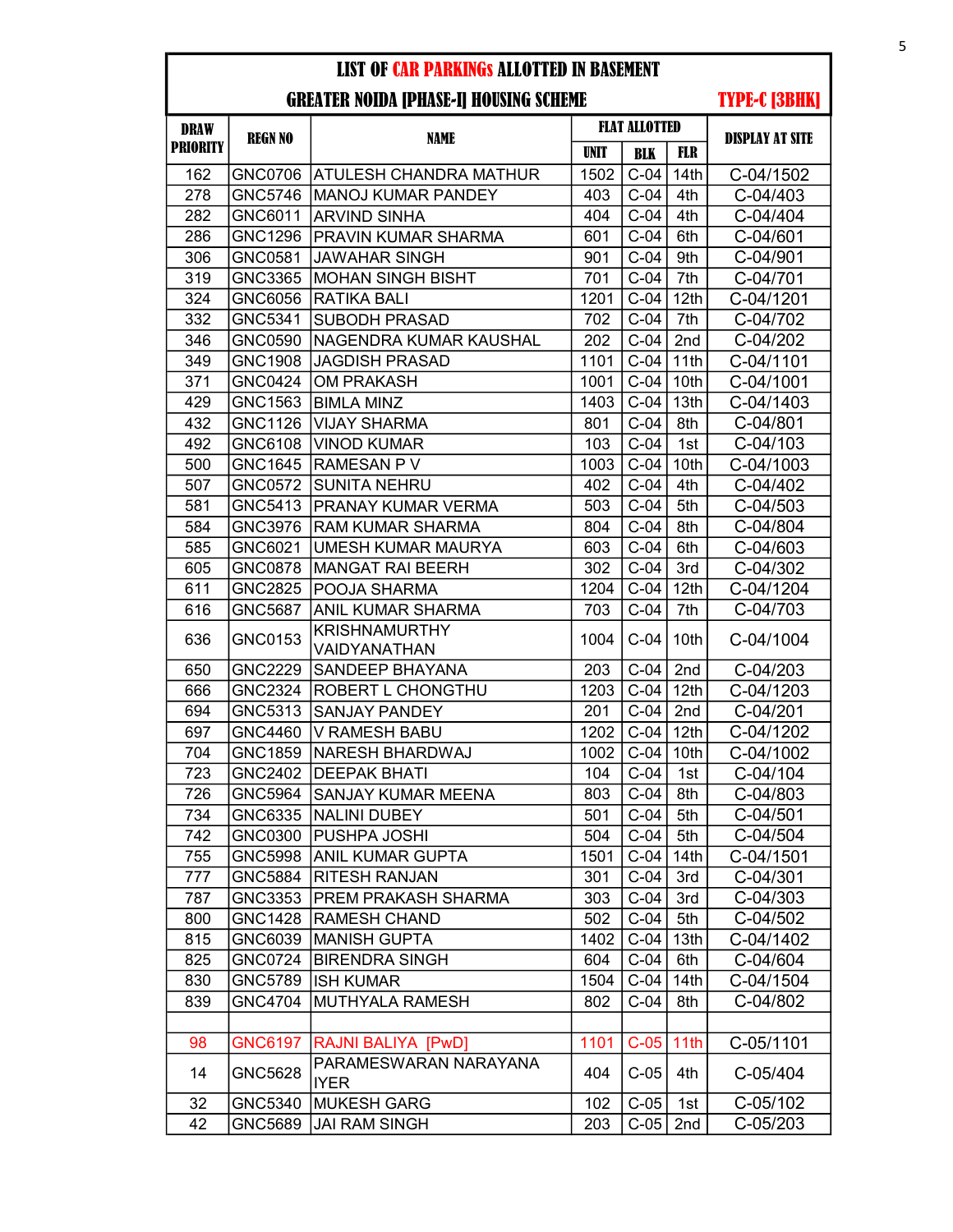## LIST OF CAR PARKINGs ALLOTTED IN BASEMENT

## GREATER NOIDA [PHASE-I] HOUSING SCHEME — TYPE-C [3BHK]

| DRAW PRIORITY | REGN NO | NAME | FLAT ALLOTTED | | | DISPLAY AT SITE |
|---|---|---|---|---|---|---|
| | | | UNIT | BLK | FLR | |
| 162 | GNC0706 | ATULESH CHANDRA MATHUR | 1502 | C-04 | 14th | C-04/1502 |
| 278 | GNC5746 | MANOJ KUMAR PANDEY | 403 | C-04 | 4th | C-04/403 |
| 282 | GNC6011 | ARVIND SINHA | 404 | C-04 | 4th | C-04/404 |
| 286 | GNC1296 | PRAVIN KUMAR SHARMA | 601 | C-04 | 6th | C-04/601 |
| 306 | GNC0581 | JAWAHAR SINGH | 901 | C-04 | 9th | C-04/901 |
| 319 | GNC3365 | MOHAN SINGH BISHT | 701 | C-04 | 7th | C-04/701 |
| 324 | GNC6056 | RATIKA BALI | 1201 | C-04 | 12th | C-04/1201 |
| 332 | GNC5341 | SUBODH PRASAD | 702 | C-04 | 7th | C-04/702 |
| 346 | GNC0590 | NAGENDRA KUMAR KAUSHAL | 202 | C-04 | 2nd | C-04/202 |
| 349 | GNC1908 | JAGDISH PRASAD | 1101 | C-04 | 11th | C-04/1101 |
| 371 | GNC0424 | OM PRAKASH | 1001 | C-04 | 10th | C-04/1001 |
| 429 | GNC1563 | BIMLA MINZ | 1403 | C-04 | 13th | C-04/1403 |
| 432 | GNC1126 | VIJAY SHARMA | 801 | C-04 | 8th | C-04/801 |
| 492 | GNC6108 | VINOD KUMAR | 103 | C-04 | 1st | C-04/103 |
| 500 | GNC1645 | RAMESAN P V | 1003 | C-04 | 10th | C-04/1003 |
| 507 | GNC0572 | SUNITA NEHRU | 402 | C-04 | 4th | C-04/402 |
| 581 | GNC5413 | PRANAY KUMAR VERMA | 503 | C-04 | 5th | C-04/503 |
| 584 | GNC3976 | RAM KUMAR SHARMA | 804 | C-04 | 8th | C-04/804 |
| 585 | GNC6021 | UMESH KUMAR MAURYA | 603 | C-04 | 6th | C-04/603 |
| 605 | GNC0878 | MANGAT RAI BEERH | 302 | C-04 | 3rd | C-04/302 |
| 611 | GNC2825 | POOJA SHARMA | 1204 | C-04 | 12th | C-04/1204 |
| 616 | GNC5687 | ANIL KUMAR SHARMA | 703 | C-04 | 7th | C-04/703 |
| 636 | GNC0153 | KRISHNAMURTHY VAIDYANATHAN | 1004 | C-04 | 10th | C-04/1004 |
| 650 | GNC2229 | SANDEEP BHAYANA | 203 | C-04 | 2nd | C-04/203 |
| 666 | GNC2324 | ROBERT L CHONGTHU | 1203 | C-04 | 12th | C-04/1203 |
| 694 | GNC5313 | SANJAY PANDEY | 201 | C-04 | 2nd | C-04/201 |
| 697 | GNC4460 | V RAMESH BABU | 1202 | C-04 | 12th | C-04/1202 |
| 704 | GNC1859 | NARESH BHARDWAJ | 1002 | C-04 | 10th | C-04/1002 |
| 723 | GNC2402 | DEEPAK BHATI | 104 | C-04 | 1st | C-04/104 |
| 726 | GNC5964 | SANJAY KUMAR MEENA | 803 | C-04 | 8th | C-04/803 |
| 734 | GNC6335 | NALINI DUBEY | 501 | C-04 | 5th | C-04/501 |
| 742 | GNC0300 | PUSHPA JOSHI | 504 | C-04 | 5th | C-04/504 |
| 755 | GNC5998 | ANIL KUMAR GUPTA | 1501 | C-04 | 14th | C-04/1501 |
| 777 | GNC5884 | RITESH RANJAN | 301 | C-04 | 3rd | C-04/301 |
| 787 | GNC3353 | PREM PRAKASH SHARMA | 303 | C-04 | 3rd | C-04/303 |
| 800 | GNC1428 | RAMESH CHAND | 502 | C-04 | 5th | C-04/502 |
| 815 | GNC6039 | MANISH GUPTA | 1402 | C-04 | 13th | C-04/1402 |
| 825 | GNC0724 | BIRENDRA SINGH | 604 | C-04 | 6th | C-04/604 |
| 830 | GNC5789 | ISH KUMAR | 1504 | C-04 | 14th | C-04/1504 |
| 839 | GNC4704 | MUTHYALA RAMESH | 802 | C-04 | 8th | C-04/802 |
| | | | | | | |
| 98 | GNC6197 | RAJNI BALIYA [PwD] | 1101 | C-05 | 11th | C-05/1101 |
| 14 | GNC5628 | PARAMESWARAN NARAYANA IYER | 404 | C-05 | 4th | C-05/404 |
| 32 | GNC5340 | MUKESH GARG | 102 | C-05 | 1st | C-05/102 |
| 42 | GNC5689 | JAI RAM SINGH | 203 | C-05 | 2nd | C-05/203 |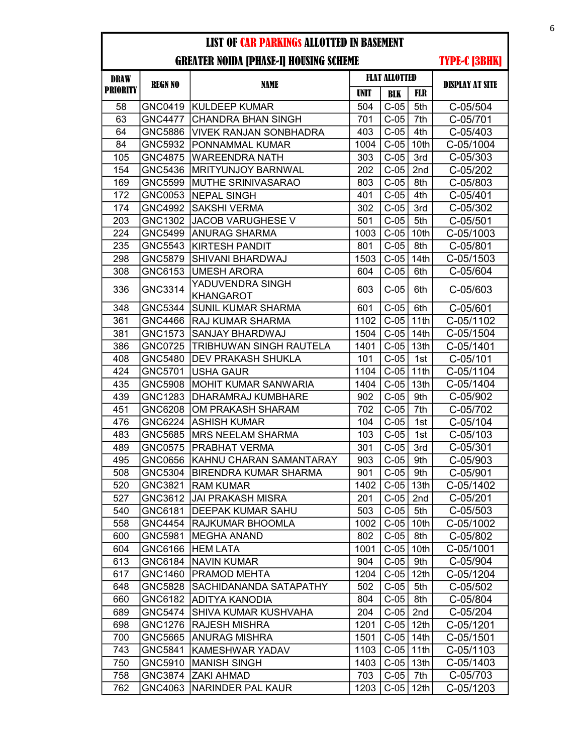# LIST OF CAR PARKINGs ALLOTTED IN BASEMENT

## GREATER NOIDA [PHASE-I] HOUSING SCHEME — TYPE-C [3BHK]

| DRAW PRIORITY | REGN NO | NAME | FLAT ALLOTTED | | | DISPLAY AT SITE |
|---|---|---|---|---|---|---|
| | | | UNIT | BLK | FLR | |
| 58 | GNC0419 | KULDEEP KUMAR | 504 | C-05 | 5th | C-05/504 |
| 63 | GNC4477 | CHANDRA BHAN SINGH | 701 | C-05 | 7th | C-05/701 |
| 64 | GNC5886 | VIVEK RANJAN SONBHADRA | 403 | C-05 | 4th | C-05/403 |
| 84 | GNC5932 | PONNAMMAL KUMAR | 1004 | C-05 | 10th | C-05/1004 |
| 105 | GNC4875 | WAREENDRA NATH | 303 | C-05 | 3rd | C-05/303 |
| 154 | GNC5436 | MRITYUNJOY BARNWAL | 202 | C-05 | 2nd | C-05/202 |
| 169 | GNC5599 | MUTHE SRINIVASARAO | 803 | C-05 | 8th | C-05/803 |
| 172 | GNC0053 | NEPAL SINGH | 401 | C-05 | 4th | C-05/401 |
| 174 | GNC4992 | SAKSHI VERMA | 302 | C-05 | 3rd | C-05/302 |
| 203 | GNC1302 | JACOB VARUGHESE V | 501 | C-05 | 5th | C-05/501 |
| 224 | GNC5499 | ANURAG SHARMA | 1003 | C-05 | 10th | C-05/1003 |
| 235 | GNC5543 | KIRTESH PANDIT | 801 | C-05 | 8th | C-05/801 |
| 298 | GNC5879 | SHIVANI BHARDWAJ | 1503 | C-05 | 14th | C-05/1503 |
| 308 | GNC6153 | UMESH ARORA | 604 | C-05 | 6th | C-05/604 |
| 336 | GNC3314 | YADUVENDRA SINGH KHANGAROT | 603 | C-05 | 6th | C-05/603 |
| 348 | GNC5344 | SUNIL KUMAR SHARMA | 601 | C-05 | 6th | C-05/601 |
| 361 | GNC4466 | RAJ KUMAR SHARMA | 1102 | C-05 | 11th | C-05/1102 |
| 381 | GNC1573 | SANJAY BHARDWAJ | 1504 | C-05 | 14th | C-05/1504 |
| 386 | GNC0725 | TRIBHUWAN SINGH RAUTELA | 1401 | C-05 | 13th | C-05/1401 |
| 408 | GNC5480 | DEV PRAKASH SHUKLA | 101 | C-05 | 1st | C-05/101 |
| 424 | GNC5701 | USHA GAUR | 1104 | C-05 | 11th | C-05/1104 |
| 435 | GNC5908 | MOHIT KUMAR SANWARIA | 1404 | C-05 | 13th | C-05/1404 |
| 439 | GNC1283 | DHARAMRAJ KUMBHARE | 902 | C-05 | 9th | C-05/902 |
| 451 | GNC6208 | OM PRAKASH SHARAM | 702 | C-05 | 7th | C-05/702 |
| 476 | GNC6224 | ASHISH KUMAR | 104 | C-05 | 1st | C-05/104 |
| 483 | GNC5685 | MRS NEELAM SHARMA | 103 | C-05 | 1st | C-05/103 |
| 489 | GNC0575 | PRABHAT VERMA | 301 | C-05 | 3rd | C-05/301 |
| 495 | GNC0656 | KAHNU CHARAN SAMANTARAY | 903 | C-05 | 9th | C-05/903 |
| 508 | GNC5304 | BIRENDRA KUMAR SHARMA | 901 | C-05 | 9th | C-05/901 |
| 520 | GNC3821 | RAM KUMAR | 1402 | C-05 | 13th | C-05/1402 |
| 527 | GNC3612 | JAI PRAKASH MISRA | 201 | C-05 | 2nd | C-05/201 |
| 540 | GNC6181 | DEEPAK KUMAR SAHU | 503 | C-05 | 5th | C-05/503 |
| 558 | GNC4454 | RAJKUMAR BHOOMLA | 1002 | C-05 | 10th | C-05/1002 |
| 600 | GNC5981 | MEGHA ANAND | 802 | C-05 | 8th | C-05/802 |
| 604 | GNC6166 | HEM LATA | 1001 | C-05 | 10th | C-05/1001 |
| 613 | GNC6184 | NAVIN KUMAR | 904 | C-05 | 9th | C-05/904 |
| 617 | GNC1460 | PRAMOD MEHTA | 1204 | C-05 | 12th | C-05/1204 |
| 648 | GNC5828 | SACHIDANANDA SATAPATHY | 502 | C-05 | 5th | C-05/502 |
| 660 | GNC6182 | ADITYA KANODIA | 804 | C-05 | 8th | C-05/804 |
| 689 | GNC5474 | SHIVA KUMAR KUSHVAHA | 204 | C-05 | 2nd | C-05/204 |
| 698 | GNC1276 | RAJESH MISHRA | 1201 | C-05 | 12th | C-05/1201 |
| 700 | GNC5665 | ANURAG MISHRA | 1501 | C-05 | 14th | C-05/1501 |
| 743 | GNC5841 | KAMESHWAR YADAV | 1103 | C-05 | 11th | C-05/1103 |
| 750 | GNC5910 | MANISH SINGH | 1403 | C-05 | 13th | C-05/1403 |
| 758 | GNC3874 | ZAKI AHMAD | 703 | C-05 | 7th | C-05/703 |
| 762 | GNC4063 | NARINDER PAL KAUR | 1203 | C-05 | 12th | C-05/1203 |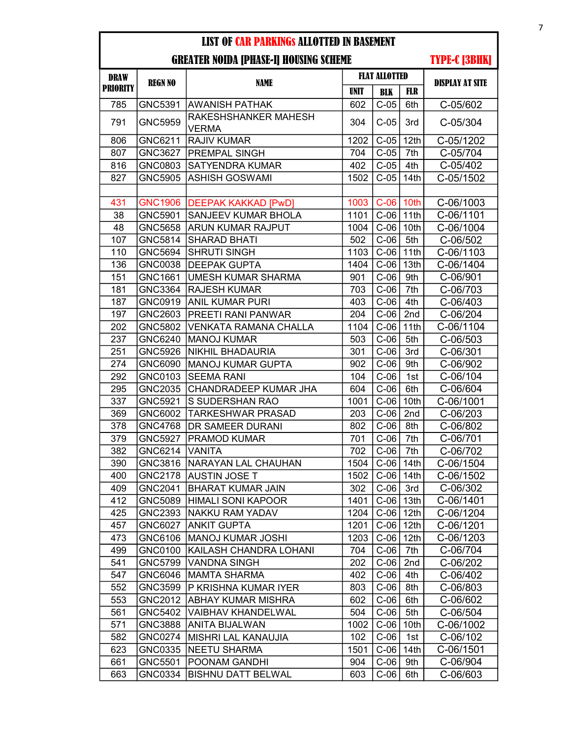# LIST OF CAR PARKINGs ALLOTTED IN BASEMENT

## GREATER NOIDA [PHASE-I] HOUSING SCHEME — TYPE-C [3BHK]

| DRAW PRIORITY | REGN NO | NAME | FLAT ALLOTTED | | | DISPLAY AT SITE |
|---|---|---|---|---|---|---|
| | | | UNIT | BLK | FLR | |
| 785 | GNC5391 | AWANISH PATHAK | 602 | C-05 | 6th | C-05/602 |
| 791 | GNC5959 | RAKESHSHANKER MAHESH VERMA | 304 | C-05 | 3rd | C-05/304 |
| 806 | GNC6211 | RAJIV KUMAR | 1202 | C-05 | 12th | C-05/1202 |
| 807 | GNC3627 | PREMPAL SINGH | 704 | C-05 | 7th | C-05/704 |
| 816 | GNC0803 | SATYENDRA KUMAR | 402 | C-05 | 4th | C-05/402 |
| 827 | GNC5905 | ASHISH GOSWAMI | 1502 | C-05 | 14th | C-05/1502 |
| | | | | | | |
| 431 | GNC1906 | DEEPAK KAKKAD [PwD] | 1003 | C-06 | 10th | C-06/1003 |
| 38 | GNC5901 | SANJEEV KUMAR BHOLA | 1101 | C-06 | 11th | C-06/1101 |
| 48 | GNC5658 | ARUN KUMAR RAJPUT | 1004 | C-06 | 10th | C-06/1004 |
| 107 | GNC5814 | SHARAD BHATI | 502 | C-06 | 5th | C-06/502 |
| 110 | GNC5694 | SHRUTI SINGH | 1103 | C-06 | 11th | C-06/1103 |
| 136 | GNC0038 | DEEPAK GUPTA | 1404 | C-06 | 13th | C-06/1404 |
| 151 | GNC1661 | UMESH KUMAR SHARMA | 901 | C-06 | 9th | C-06/901 |
| 181 | GNC3364 | RAJESH KUMAR | 703 | C-06 | 7th | C-06/703 |
| 187 | GNC0919 | ANIL KUMAR PURI | 403 | C-06 | 4th | C-06/403 |
| 197 | GNC2603 | PREETI RANI PANWAR | 204 | C-06 | 2nd | C-06/204 |
| 202 | GNC5802 | VENKATA RAMANA CHALLA | 1104 | C-06 | 11th | C-06/1104 |
| 237 | GNC6240 | MANOJ KUMAR | 503 | C-06 | 5th | C-06/503 |
| 251 | GNC5926 | NIKHIL BHADAURIA | 301 | C-06 | 3rd | C-06/301 |
| 274 | GNC6090 | MANOJ KUMAR GUPTA | 902 | C-06 | 9th | C-06/902 |
| 292 | GNC0103 | SEEMA RANI | 104 | C-06 | 1st | C-06/104 |
| 295 | GNC2035 | CHANDRADEEP KUMAR JHA | 604 | C-06 | 6th | C-06/604 |
| 337 | GNC5921 | S SUDERSHAN RAO | 1001 | C-06 | 10th | C-06/1001 |
| 369 | GNC6002 | TARKESHWAR PRASAD | 203 | C-06 | 2nd | C-06/203 |
| 378 | GNC4768 | DR SAMEER DURANI | 802 | C-06 | 8th | C-06/802 |
| 379 | GNC5927 | PRAMOD KUMAR | 701 | C-06 | 7th | C-06/701 |
| 382 | GNC6214 | VANITA | 702 | C-06 | 7th | C-06/702 |
| 390 | GNC3816 | NARAYAN LAL CHAUHAN | 1504 | C-06 | 14th | C-06/1504 |
| 400 | GNC2178 | AUSTIN JOSE T | 1502 | C-06 | 14th | C-06/1502 |
| 409 | GNC2041 | BHARAT KUMAR JAIN | 302 | C-06 | 3rd | C-06/302 |
| 412 | GNC5089 | HIMALI SONI KAPOOR | 1401 | C-06 | 13th | C-06/1401 |
| 425 | GNC2393 | NAKKU RAM YADAV | 1204 | C-06 | 12th | C-06/1204 |
| 457 | GNC6027 | ANKIT GUPTA | 1201 | C-06 | 12th | C-06/1201 |
| 473 | GNC6106 | MANOJ KUMAR JOSHI | 1203 | C-06 | 12th | C-06/1203 |
| 499 | GNC0100 | KAILASH CHANDRA LOHANI | 704 | C-06 | 7th | C-06/704 |
| 541 | GNC5799 | VANDNA SINGH | 202 | C-06 | 2nd | C-06/202 |
| 547 | GNC6046 | MAMTA SHARMA | 402 | C-06 | 4th | C-06/402 |
| 552 | GNC3599 | P KRISHNA KUMAR IYER | 803 | C-06 | 8th | C-06/803 |
| 553 | GNC2012 | ABHAY KUMAR MISHRA | 602 | C-06 | 6th | C-06/602 |
| 561 | GNC5402 | VAIBHAV KHANDELWAL | 504 | C-06 | 5th | C-06/504 |
| 571 | GNC3888 | ANITA BIJALWAN | 1002 | C-06 | 10th | C-06/1002 |
| 582 | GNC0274 | MISHRI LAL KANAUJIA | 102 | C-06 | 1st | C-06/102 |
| 623 | GNC0335 | NEETU SHARMA | 1501 | C-06 | 14th | C-06/1501 |
| 661 | GNC5501 | POONAM GANDHI | 904 | C-06 | 9th | C-06/904 |
| 663 | GNC0334 | BISHNU DATT BELWAL | 603 | C-06 | 6th | C-06/603 |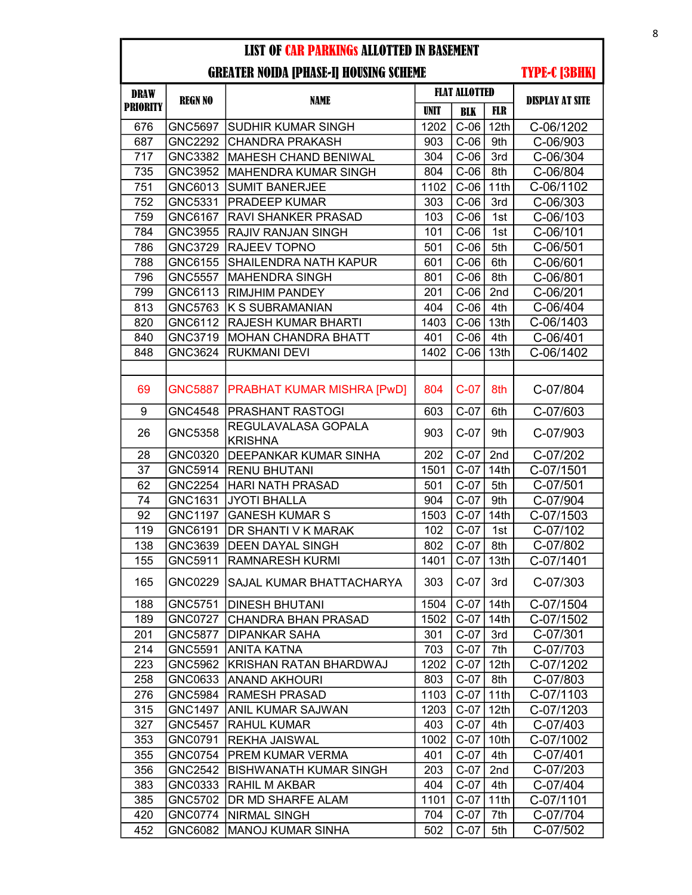# LIST OF CAR PARKINGs ALLOTTED IN BASEMENT

## GREATER NOIDA [PHASE-I] HOUSING SCHEME TYPE-C [3BHK]

| DRAW PRIORITY | REGN NO | NAME | FLAT ALLOTTED | | | DISPLAY AT SITE |
|---|---|---|---|---|---|---|
| | | | UNIT | BLK | FLR | |
| 676 | GNC5697 | SUDHIR KUMAR SINGH | 1202 | C-06 | 12th | C-06/1202 |
| 687 | GNC2292 | CHANDRA PRAKASH | 903 | C-06 | 9th | C-06/903 |
| 717 | GNC3382 | MAHESH CHAND BENIWAL | 304 | C-06 | 3rd | C-06/304 |
| 735 | GNC3952 | MAHENDRA KUMAR SINGH | 804 | C-06 | 8th | C-06/804 |
| 751 | GNC6013 | SUMIT BANERJEE | 1102 | C-06 | 11th | C-06/1102 |
| 752 | GNC5331 | PRADEEP KUMAR | 303 | C-06 | 3rd | C-06/303 |
| 759 | GNC6167 | RAVI SHANKER PRASAD | 103 | C-06 | 1st | C-06/103 |
| 784 | GNC3955 | RAJIV RANJAN SINGH | 101 | C-06 | 1st | C-06/101 |
| 786 | GNC3729 | RAJEEV TOPNO | 501 | C-06 | 5th | C-06/501 |
| 788 | GNC6155 | SHAILENDRA NATH KAPUR | 601 | C-06 | 6th | C-06/601 |
| 796 | GNC5557 | MAHENDRA SINGH | 801 | C-06 | 8th | C-06/801 |
| 799 | GNC6113 | RIMJHIM PANDEY | 201 | C-06 | 2nd | C-06/201 |
| 813 | GNC5763 | K S SUBRAMANIAN | 404 | C-06 | 4th | C-06/404 |
| 820 | GNC6112 | RAJESH KUMAR BHARTI | 1403 | C-06 | 13th | C-06/1403 |
| 840 | GNC3719 | MOHAN CHANDRA BHATT | 401 | C-06 | 4th | C-06/401 |
| 848 | GNC3624 | RUKMANI DEVI | 1402 | C-06 | 13th | C-06/1402 |
| | | | | | | |
| 69 | GNC5887 | PRABHAT KUMAR MISHRA [PwD] | 804 | C-07 | 8th | C-07/804 |
| 9 | GNC4548 | PRASHANT RASTOGI | 603 | C-07 | 6th | C-07/603 |
| 26 | GNC5358 | REGULAVALASA GOPALA KRISHNA | 903 | C-07 | 9th | C-07/903 |
| 28 | GNC0320 | DEEPANKAR KUMAR SINHA | 202 | C-07 | 2nd | C-07/202 |
| 37 | GNC5914 | RENU BHUTANI | 1501 | C-07 | 14th | C-07/1501 |
| 62 | GNC2254 | HARI NATH PRASAD | 501 | C-07 | 5th | C-07/501 |
| 74 | GNC1631 | JYOTI BHALLA | 904 | C-07 | 9th | C-07/904 |
| 92 | GNC1197 | GANESH KUMAR S | 1503 | C-07 | 14th | C-07/1503 |
| 119 | GNC6191 | DR SHANTI V K MARAK | 102 | C-07 | 1st | C-07/102 |
| 138 | GNC3639 | DEEN DAYAL SINGH | 802 | C-07 | 8th | C-07/802 |
| 155 | GNC5911 | RAMNARESH KURMI | 1401 | C-07 | 13th | C-07/1401 |
| 165 | GNC0229 | SAJAL KUMAR BHATTACHARYA | 303 | C-07 | 3rd | C-07/303 |
| 188 | GNC5751 | DINESH BHUTANI | 1504 | C-07 | 14th | C-07/1504 |
| 189 | GNC0727 | CHANDRA BHAN PRASAD | 1502 | C-07 | 14th | C-07/1502 |
| 201 | GNC5877 | DIPANKAR SAHA | 301 | C-07 | 3rd | C-07/301 |
| 214 | GNC5591 | ANITA KATNA | 703 | C-07 | 7th | C-07/703 |
| 223 | GNC5962 | KRISHAN RATAN BHARDWAJ | 1202 | C-07 | 12th | C-07/1202 |
| 258 | GNC0633 | ANAND AKHOURI | 803 | C-07 | 8th | C-07/803 |
| 276 | GNC5984 | RAMESH PRASAD | 1103 | C-07 | 11th | C-07/1103 |
| 315 | GNC1497 | ANIL KUMAR SAJWAN | 1203 | C-07 | 12th | C-07/1203 |
| 327 | GNC5457 | RAHUL KUMAR | 403 | C-07 | 4th | C-07/403 |
| 353 | GNC0791 | REKHA JAISWAL | 1002 | C-07 | 10th | C-07/1002 |
| 355 | GNC0754 | PREM KUMAR VERMA | 401 | C-07 | 4th | C-07/401 |
| 356 | GNC2542 | BISHWANATH KUMAR SINGH | 203 | C-07 | 2nd | C-07/203 |
| 383 | GNC0333 | RAHIL M AKBAR | 404 | C-07 | 4th | C-07/404 |
| 385 | GNC5702 | DR MD SHARFE ALAM | 1101 | C-07 | 11th | C-07/1101 |
| 420 | GNC0774 | NIRMAL SINGH | 704 | C-07 | 7th | C-07/704 |
| 452 | GNC6082 | MANOJ KUMAR SINHA | 502 | C-07 | 5th | C-07/502 |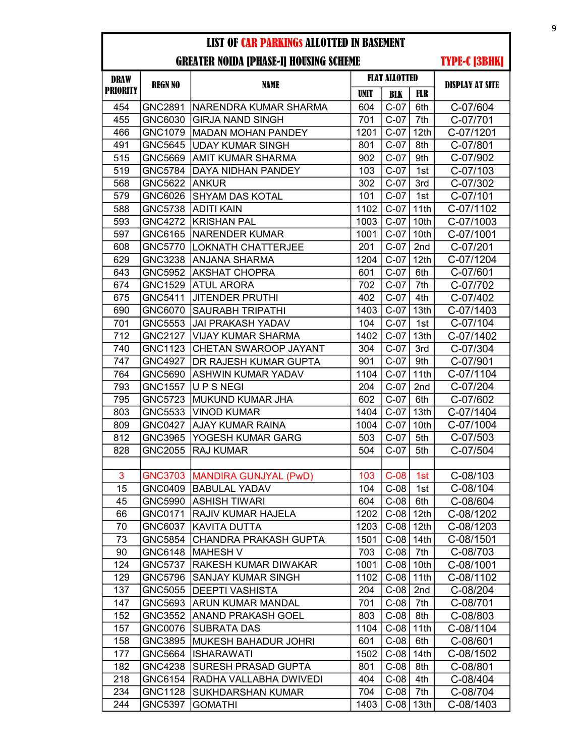# LIST OF CAR PARKINGs ALLOTTED IN BASEMENT

## GREATER NOIDA [PHASE-I] HOUSING SCHEME — TYPE-C [3BHK]

| DRAW PRIORITY | REGN NO | NAME | FLAT ALLOTTED | | | DISPLAY AT SITE |
|---|---|---|---|---|---|---|
| | | | UNIT | BLK | FLR | |
| 454 | GNC2891 | NARENDRA KUMAR SHARMA | 604 | C-07 | 6th | C-07/604 |
| 455 | GNC6030 | GIRJA NAND SINGH | 701 | C-07 | 7th | C-07/701 |
| 466 | GNC1079 | MADAN MOHAN PANDEY | 1201 | C-07 | 12th | C-07/1201 |
| 491 | GNC5645 | UDAY KUMAR SINGH | 801 | C-07 | 8th | C-07/801 |
| 515 | GNC5669 | AMIT KUMAR SHARMA | 902 | C-07 | 9th | C-07/902 |
| 519 | GNC5784 | DAYA NIDHAN PANDEY | 103 | C-07 | 1st | C-07/103 |
| 568 | GNC5622 | ANKUR | 302 | C-07 | 3rd | C-07/302 |
| 579 | GNC6026 | SHYAM DAS KOTAL | 101 | C-07 | 1st | C-07/101 |
| 588 | GNC5738 | ADITI KAIN | 1102 | C-07 | 11th | C-07/1102 |
| 593 | GNC4272 | KRISHAN PAL | 1003 | C-07 | 10th | C-07/1003 |
| 597 | GNC6165 | NARENDER KUMAR | 1001 | C-07 | 10th | C-07/1001 |
| 608 | GNC5770 | LOKNATH CHATTERJEE | 201 | C-07 | 2nd | C-07/201 |
| 629 | GNC3238 | ANJANA SHARMA | 1204 | C-07 | 12th | C-07/1204 |
| 643 | GNC5952 | AKSHAT CHOPRA | 601 | C-07 | 6th | C-07/601 |
| 674 | GNC1529 | ATUL ARORA | 702 | C-07 | 7th | C-07/702 |
| 675 | GNC5411 | JITENDER PRUTHI | 402 | C-07 | 4th | C-07/402 |
| 690 | GNC6070 | SAURABH TRIPATHI | 1403 | C-07 | 13th | C-07/1403 |
| 701 | GNC5553 | JAI PRAKASH YADAV | 104 | C-07 | 1st | C-07/104 |
| 712 | GNC2127 | VIJAY KUMAR SHARMA | 1402 | C-07 | 13th | C-07/1402 |
| 740 | GNC1123 | CHETAN SWAROOP JAYANT | 304 | C-07 | 3rd | C-07/304 |
| 747 | GNC4927 | DR RAJESH KUMAR GUPTA | 901 | C-07 | 9th | C-07/901 |
| 764 | GNC5690 | ASHWIN KUMAR YADAV | 1104 | C-07 | 11th | C-07/1104 |
| 793 | GNC1557 | U P S NEGI | 204 | C-07 | 2nd | C-07/204 |
| 795 | GNC5723 | MUKUND KUMAR JHA | 602 | C-07 | 6th | C-07/602 |
| 803 | GNC5533 | VINOD KUMAR | 1404 | C-07 | 13th | C-07/1404 |
| 809 | GNC0427 | AJAY KUMAR RAINA | 1004 | C-07 | 10th | C-07/1004 |
| 812 | GNC3965 | YOGESH KUMAR GARG | 503 | C-07 | 5th | C-07/503 |
| 828 | GNC2055 | RAJ KUMAR | 504 | C-07 | 5th | C-07/504 |
| | | | | | | |
| 3 | GNC3703 | MANDIRA GUNJYAL (PwD) | 103 | C-08 | 1st | C-08/103 |
| 15 | GNC0409 | BABULAL YADAV | 104 | C-08 | 1st | C-08/104 |
| 45 | GNC5990 | ASHISH TIWARI | 604 | C-08 | 6th | C-08/604 |
| 66 | GNC0171 | RAJIV KUMAR HAJELA | 1202 | C-08 | 12th | C-08/1202 |
| 70 | GNC6037 | KAVITA DUTTA | 1203 | C-08 | 12th | C-08/1203 |
| 73 | GNC5854 | CHANDRA PRAKASH GUPTA | 1501 | C-08 | 14th | C-08/1501 |
| 90 | GNC6148 | MAHESH V | 703 | C-08 | 7th | C-08/703 |
| 124 | GNC5737 | RAKESH KUMAR DIWAKAR | 1001 | C-08 | 10th | C-08/1001 |
| 129 | GNC5796 | SANJAY KUMAR SINGH | 1102 | C-08 | 11th | C-08/1102 |
| 137 | GNC5055 | DEEPTI VASHISTA | 204 | C-08 | 2nd | C-08/204 |
| 147 | GNC5693 | ARUN KUMAR MANDAL | 701 | C-08 | 7th | C-08/701 |
| 152 | GNC3552 | ANAND PRAKASH GOEL | 803 | C-08 | 8th | C-08/803 |
| 157 | GNC0076 | SUBRATA DAS | 1104 | C-08 | 11th | C-08/1104 |
| 158 | GNC3895 | MUKESH BAHADUR JOHRI | 601 | C-08 | 6th | C-08/601 |
| 177 | GNC5664 | ISHARAWATI | 1502 | C-08 | 14th | C-08/1502 |
| 182 | GNC4238 | SURESH PRASAD GUPTA | 801 | C-08 | 8th | C-08/801 |
| 218 | GNC6154 | RADHA VALLABHA DWIVEDI | 404 | C-08 | 4th | C-08/404 |
| 234 | GNC1128 | SUKHDARSHAN KUMAR | 704 | C-08 | 7th | C-08/704 |
| 244 | GNC5397 | GOMATHI | 1403 | C-08 | 13th | C-08/1403 |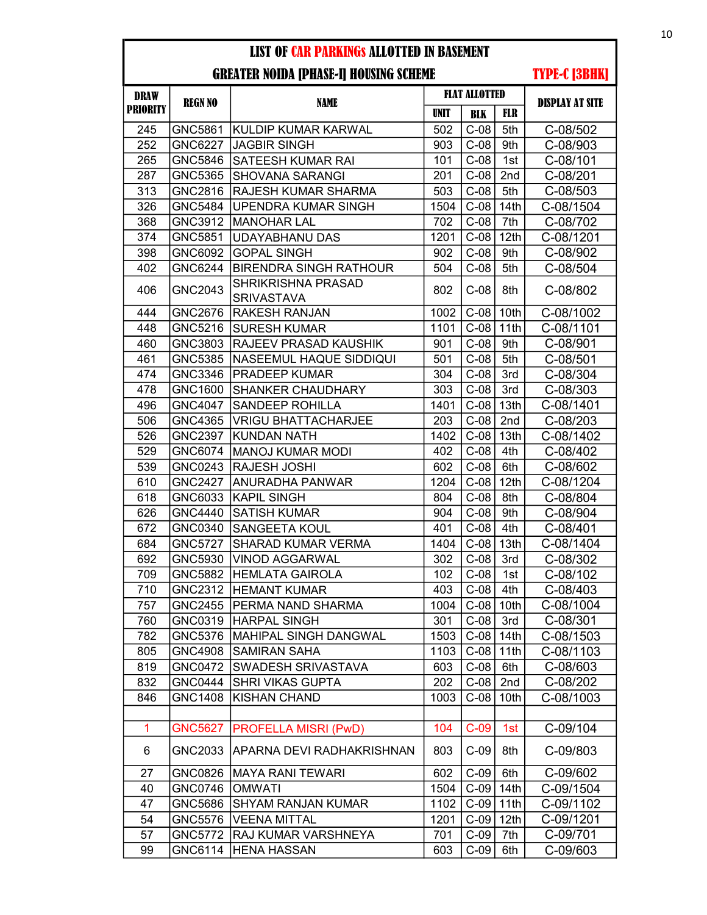# LIST OF CAR PARKINGs ALLOTTED IN BASEMENT

## GREATER NOIDA [PHASE-I] HOUSING SCHEME — TYPE-C [3BHK]

| DRAW PRIORITY | REGN NO | NAME | FLAT ALLOTTED | | | DISPLAY AT SITE |
|---|---|---|---|---|---|---|
| | | | UNIT | BLK | FLR | |
| 245 | GNC5861 | KULDIP KUMAR KARWAL | 502 | C-08 | 5th | C-08/502 |
| 252 | GNC6227 | JAGBIR SINGH | 903 | C-08 | 9th | C-08/903 |
| 265 | GNC5846 | SATEESH KUMAR RAI | 101 | C-08 | 1st | C-08/101 |
| 287 | GNC5365 | SHOVANA SARANGI | 201 | C-08 | 2nd | C-08/201 |
| 313 | GNC2816 | RAJESH KUMAR SHARMA | 503 | C-08 | 5th | C-08/503 |
| 326 | GNC5484 | UPENDRA KUMAR SINGH | 1504 | C-08 | 14th | C-08/1504 |
| 368 | GNC3912 | MANOHAR LAL | 702 | C-08 | 7th | C-08/702 |
| 374 | GNC5851 | UDAYABHANU DAS | 1201 | C-08 | 12th | C-08/1201 |
| 398 | GNC6092 | GOPAL SINGH | 902 | C-08 | 9th | C-08/902 |
| 402 | GNC6244 | BIRENDRA SINGH RATHOUR | 504 | C-08 | 5th | C-08/504 |
| 406 | GNC2043 | SHRIKRISHNA PRASAD SRIVASTAVA | 802 | C-08 | 8th | C-08/802 |
| 444 | GNC2676 | RAKESH RANJAN | 1002 | C-08 | 10th | C-08/1002 |
| 448 | GNC5216 | SURESH KUMAR | 1101 | C-08 | 11th | C-08/1101 |
| 460 | GNC3803 | RAJEEV PRASAD KAUSHIK | 901 | C-08 | 9th | C-08/901 |
| 461 | GNC5385 | NASEEMUL HAQUE SIDDIQUI | 501 | C-08 | 5th | C-08/501 |
| 474 | GNC3346 | PRADEEP KUMAR | 304 | C-08 | 3rd | C-08/304 |
| 478 | GNC1600 | SHANKER CHAUDHARY | 303 | C-08 | 3rd | C-08/303 |
| 496 | GNC4047 | SANDEEP ROHILLA | 1401 | C-08 | 13th | C-08/1401 |
| 506 | GNC4365 | VRIGU BHATTACHARJEE | 203 | C-08 | 2nd | C-08/203 |
| 526 | GNC2397 | KUNDAN NATH | 1402 | C-08 | 13th | C-08/1402 |
| 529 | GNC6074 | MANOJ KUMAR MODI | 402 | C-08 | 4th | C-08/402 |
| 539 | GNC0243 | RAJESH JOSHI | 602 | C-08 | 6th | C-08/602 |
| 610 | GNC2427 | ANURADHA PANWAR | 1204 | C-08 | 12th | C-08/1204 |
| 618 | GNC6033 | KAPIL SINGH | 804 | C-08 | 8th | C-08/804 |
| 626 | GNC4440 | SATISH KUMAR | 904 | C-08 | 9th | C-08/904 |
| 672 | GNC0340 | SANGEETA KOUL | 401 | C-08 | 4th | C-08/401 |
| 684 | GNC5727 | SHARAD KUMAR VERMA | 1404 | C-08 | 13th | C-08/1404 |
| 692 | GNC5930 | VINOD AGGARWAL | 302 | C-08 | 3rd | C-08/302 |
| 709 | GNC5882 | HEMLATA GAIROLA | 102 | C-08 | 1st | C-08/102 |
| 710 | GNC2312 | HEMANT KUMAR | 403 | C-08 | 4th | C-08/403 |
| 757 | GNC2455 | PERMA NAND SHARMA | 1004 | C-08 | 10th | C-08/1004 |
| 760 | GNC0319 | HARPAL SINGH | 301 | C-08 | 3rd | C-08/301 |
| 782 | GNC5376 | MAHIPAL SINGH DANGWAL | 1503 | C-08 | 14th | C-08/1503 |
| 805 | GNC4908 | SAMIRAN SAHA | 1103 | C-08 | 11th | C-08/1103 |
| 819 | GNC0472 | SWADESH SRIVASTAVA | 603 | C-08 | 6th | C-08/603 |
| 832 | GNC0444 | SHRI VIKAS GUPTA | 202 | C-08 | 2nd | C-08/202 |
| 846 | GNC1408 | KISHAN CHAND | 1003 | C-08 | 10th | C-08/1003 |
| | | | | | | |
| 1 | GNC5627 | PROFELLA MISRI (PwD) | 104 | C-09 | 1st | C-09/104 |
| 6 | GNC2033 | APARNA DEVI RADHAKRISHNAN | 803 | C-09 | 8th | C-09/803 |
| 27 | GNC0826 | MAYA RANI TEWARI | 602 | C-09 | 6th | C-09/602 |
| 40 | GNC0746 | OMWATI | 1504 | C-09 | 14th | C-09/1504 |
| 47 | GNC5686 | SHYAM RANJAN KUMAR | 1102 | C-09 | 11th | C-09/1102 |
| 54 | GNC5576 | VEENA MITTAL | 1201 | C-09 | 12th | C-09/1201 |
| 57 | GNC5772 | RAJ KUMAR VARSHNEYA | 701 | C-09 | 7th | C-09/701 |
| 99 | GNC6114 | HENA HASSAN | 603 | C-09 | 6th | C-09/603 |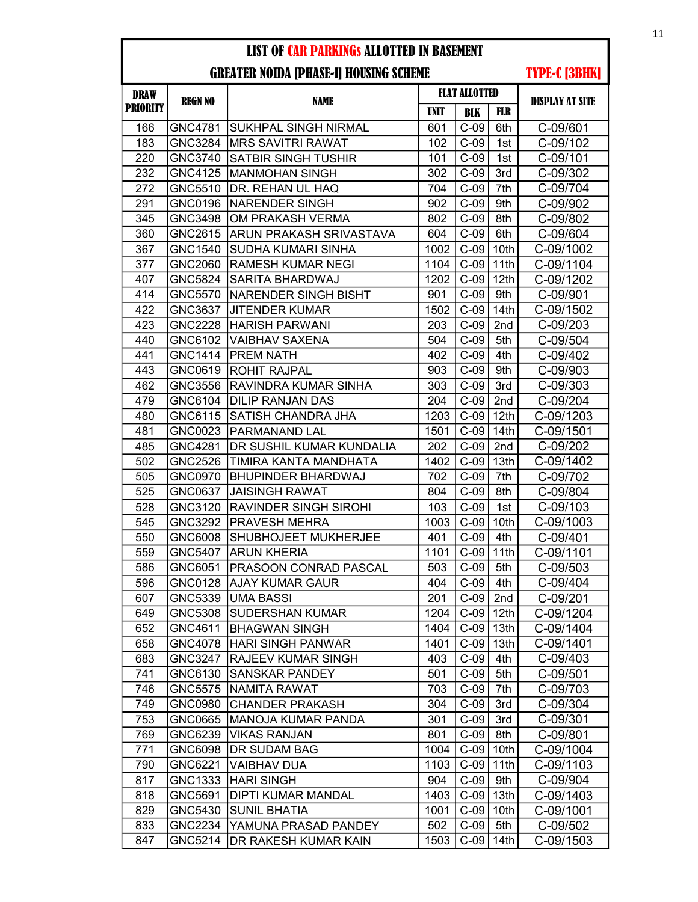## LIST OF CAR PARKINGs ALLOTTED IN BASEMENT

### GREATER NOIDA [PHASE-I] HOUSING SCHEME — TYPE-C [3BHK]

| DRAW PRIORITY | REGN NO | NAME | FLAT ALLOTTED | | | DISPLAY AT SITE |
|---|---|---|---|---|---|---|
| | | | UNIT | BLK | FLR | |
| 166 | GNC4781 | SUKHPAL SINGH NIRMAL | 601 | C-09 | 6th | C-09/601 |
| 183 | GNC3284 | MRS SAVITRI RAWAT | 102 | C-09 | 1st | C-09/102 |
| 220 | GNC3740 | SATBIR SINGH TUSHIR | 101 | C-09 | 1st | C-09/101 |
| 232 | GNC4125 | MANMOHAN SINGH | 302 | C-09 | 3rd | C-09/302 |
| 272 | GNC5510 | DR. REHAN UL HAQ | 704 | C-09 | 7th | C-09/704 |
| 291 | GNC0196 | NARENDER SINGH | 902 | C-09 | 9th | C-09/902 |
| 345 | GNC3498 | OM PRAKASH VERMA | 802 | C-09 | 8th | C-09/802 |
| 360 | GNC2615 | ARUN PRAKASH SRIVASTAVA | 604 | C-09 | 6th | C-09/604 |
| 367 | GNC1540 | SUDHA KUMARI SINHA | 1002 | C-09 | 10th | C-09/1002 |
| 377 | GNC2060 | RAMESH KUMAR NEGI | 1104 | C-09 | 11th | C-09/1104 |
| 407 | GNC5824 | SARITA BHARDWAJ | 1202 | C-09 | 12th | C-09/1202 |
| 414 | GNC5570 | NARENDER SINGH BISHT | 901 | C-09 | 9th | C-09/901 |
| 422 | GNC3637 | JITENDER KUMAR | 1502 | C-09 | 14th | C-09/1502 |
| 423 | GNC2228 | HARISH PARWANI | 203 | C-09 | 2nd | C-09/203 |
| 440 | GNC6102 | VAIBHAV SAXENA | 504 | C-09 | 5th | C-09/504 |
| 441 | GNC1414 | PREM NATH | 402 | C-09 | 4th | C-09/402 |
| 443 | GNC0619 | ROHIT RAJPAL | 903 | C-09 | 9th | C-09/903 |
| 462 | GNC3556 | RAVINDRA KUMAR SINHA | 303 | C-09 | 3rd | C-09/303 |
| 479 | GNC6104 | DILIP RANJAN DAS | 204 | C-09 | 2nd | C-09/204 |
| 480 | GNC6115 | SATISH CHANDRA JHA | 1203 | C-09 | 12th | C-09/1203 |
| 481 | GNC0023 | PARMANAND LAL | 1501 | C-09 | 14th | C-09/1501 |
| 485 | GNC4281 | DR SUSHIL KUMAR KUNDALIA | 202 | C-09 | 2nd | C-09/202 |
| 502 | GNC2526 | TIMIRA KANTA MANDHATA | 1402 | C-09 | 13th | C-09/1402 |
| 505 | GNC0970 | BHUPINDER BHARDWAJ | 702 | C-09 | 7th | C-09/702 |
| 525 | GNC0637 | JAISINGH RAWAT | 804 | C-09 | 8th | C-09/804 |
| 528 | GNC3120 | RAVINDER SINGH SIROHI | 103 | C-09 | 1st | C-09/103 |
| 545 | GNC3292 | PRAVESH MEHRA | 1003 | C-09 | 10th | C-09/1003 |
| 550 | GNC6008 | SHUBHOJEET MUKHERJEE | 401 | C-09 | 4th | C-09/401 |
| 559 | GNC5407 | ARUN KHERIA | 1101 | C-09 | 11th | C-09/1101 |
| 586 | GNC6051 | PRASOON CONRAD PASCAL | 503 | C-09 | 5th | C-09/503 |
| 596 | GNC0128 | AJAY KUMAR GAUR | 404 | C-09 | 4th | C-09/404 |
| 607 | GNC5339 | UMA BASSI | 201 | C-09 | 2nd | C-09/201 |
| 649 | GNC5308 | SUDERSHAN KUMAR | 1204 | C-09 | 12th | C-09/1204 |
| 652 | GNC4611 | BHAGWAN SINGH | 1404 | C-09 | 13th | C-09/1404 |
| 658 | GNC4078 | HARI SINGH PANWAR | 1401 | C-09 | 13th | C-09/1401 |
| 683 | GNC3247 | RAJEEV KUMAR SINGH | 403 | C-09 | 4th | C-09/403 |
| 741 | GNC6130 | SANSKAR PANDEY | 501 | C-09 | 5th | C-09/501 |
| 746 | GNC5575 | NAMITA RAWAT | 703 | C-09 | 7th | C-09/703 |
| 749 | GNC0980 | CHANDER PRAKASH | 304 | C-09 | 3rd | C-09/304 |
| 753 | GNC0665 | MANOJA KUMAR PANDA | 301 | C-09 | 3rd | C-09/301 |
| 769 | GNC6239 | VIKAS RANJAN | 801 | C-09 | 8th | C-09/801 |
| 771 | GNC6098 | DR SUDAM BAG | 1004 | C-09 | 10th | C-09/1004 |
| 790 | GNC6221 | VAIBHAV DUA | 1103 | C-09 | 11th | C-09/1103 |
| 817 | GNC1333 | HARI SINGH | 904 | C-09 | 9th | C-09/904 |
| 818 | GNC5691 | DIPTI KUMAR MANDAL | 1403 | C-09 | 13th | C-09/1403 |
| 829 | GNC5430 | SUNIL BHATIA | 1001 | C-09 | 10th | C-09/1001 |
| 833 | GNC2234 | YAMUNA PRASAD PANDEY | 502 | C-09 | 5th | C-09/502 |
| 847 | GNC5214 | DR RAKESH KUMAR KAIN | 1503 | C-09 | 14th | C-09/1503 |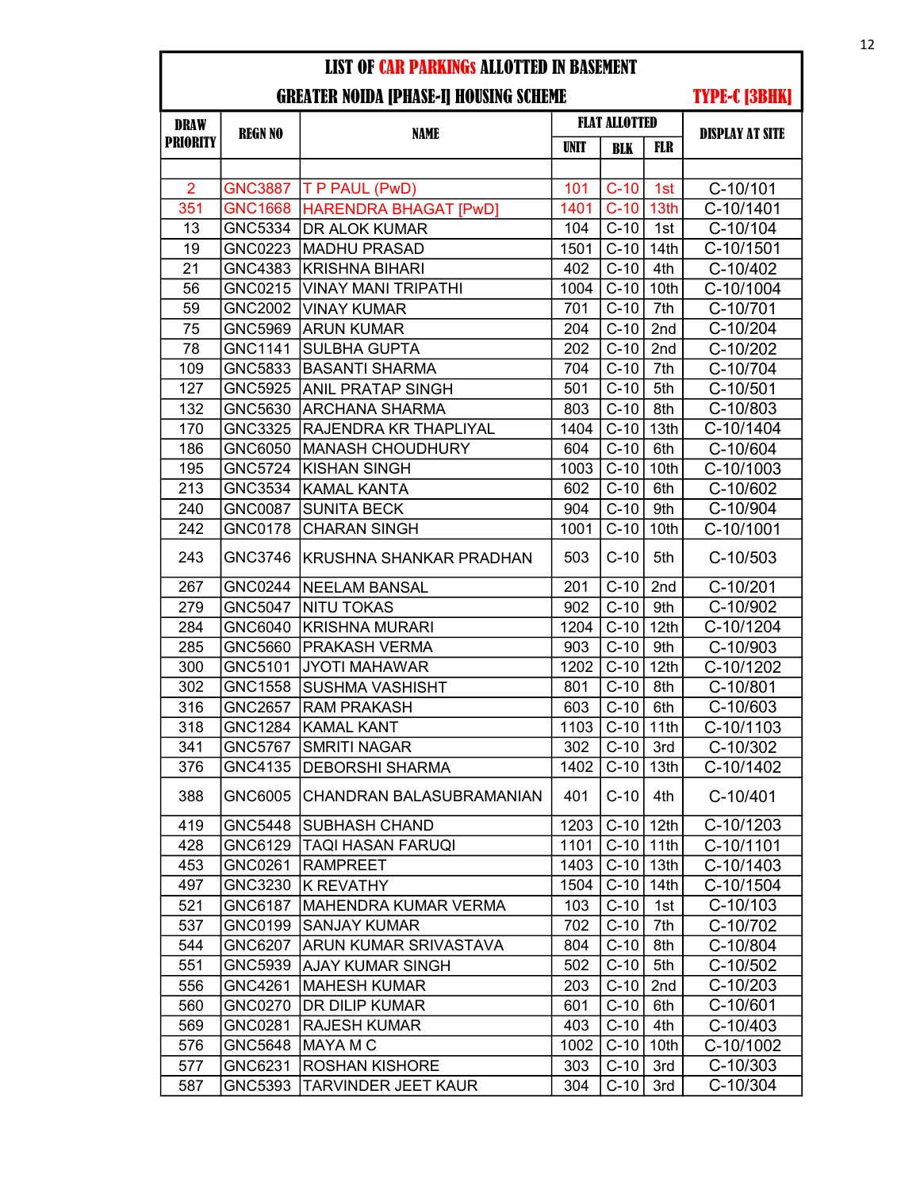# LIST OF CAR PARKINGs ALLOTTED IN BASEMENT

## GREATER NOIDA [PHASE-I] HOUSING SCHEME — TYPE-C [3BHK]

| DRAW PRIORITY | REGN NO | NAME | FLAT ALLOTTED | | | DISPLAY AT SITE |
|---|---|---|---|---|---|---|
| | | | UNIT | BLK | FLR | |
| 2 | GNC3887 | T P PAUL (PwD) | 101 | C-10 | 1st | C-10/101 |
| 351 | GNC1668 | HARENDRA BHAGAT [PwD] | 1401 | C-10 | 13th | C-10/1401 |
| 13 | GNC5334 | DR ALOK KUMAR | 104 | C-10 | 1st | C-10/104 |
| 19 | GNC0223 | MADHU PRASAD | 1501 | C-10 | 14th | C-10/1501 |
| 21 | GNC4383 | KRISHNA BIHARI | 402 | C-10 | 4th | C-10/402 |
| 56 | GNC0215 | VINAY MANI TRIPATHI | 1004 | C-10 | 10th | C-10/1004 |
| 59 | GNC2002 | VINAY KUMAR | 701 | C-10 | 7th | C-10/701 |
| 75 | GNC5969 | ARUN KUMAR | 204 | C-10 | 2nd | C-10/204 |
| 78 | GNC1141 | SULBHA GUPTA | 202 | C-10 | 2nd | C-10/202 |
| 109 | GNC5833 | BASANTI SHARMA | 704 | C-10 | 7th | C-10/704 |
| 127 | GNC5925 | ANIL PRATAP SINGH | 501 | C-10 | 5th | C-10/501 |
| 132 | GNC5630 | ARCHANA SHARMA | 803 | C-10 | 8th | C-10/803 |
| 170 | GNC3325 | RAJENDRA KR THAPLIYAL | 1404 | C-10 | 13th | C-10/1404 |
| 186 | GNC6050 | MANASH CHOUDHURY | 604 | C-10 | 6th | C-10/604 |
| 195 | GNC5724 | KISHAN SINGH | 1003 | C-10 | 10th | C-10/1003 |
| 213 | GNC3534 | KAMAL KANTA | 602 | C-10 | 6th | C-10/602 |
| 240 | GNC0087 | SUNITA BECK | 904 | C-10 | 9th | C-10/904 |
| 242 | GNC0178 | CHARAN SINGH | 1001 | C-10 | 10th | C-10/1001 |
| 243 | GNC3746 | KRUSHNA SHANKAR PRADHAN | 503 | C-10 | 5th | C-10/503 |
| 267 | GNC0244 | NEELAM BANSAL | 201 | C-10 | 2nd | C-10/201 |
| 279 | GNC5047 | NITU TOKAS | 902 | C-10 | 9th | C-10/902 |
| 284 | GNC6040 | KRISHNA MURARI | 1204 | C-10 | 12th | C-10/1204 |
| 285 | GNC5660 | PRAKASH VERMA | 903 | C-10 | 9th | C-10/903 |
| 300 | GNC5101 | JYOTI MAHAWAR | 1202 | C-10 | 12th | C-10/1202 |
| 302 | GNC1558 | SUSHMA VASHISHT | 801 | C-10 | 8th | C-10/801 |
| 316 | GNC2657 | RAM PRAKASH | 603 | C-10 | 6th | C-10/603 |
| 318 | GNC1284 | KAMAL KANT | 1103 | C-10 | 11th | C-10/1103 |
| 341 | GNC5767 | SMRITI NAGAR | 302 | C-10 | 3rd | C-10/302 |
| 376 | GNC4135 | DEBORSHI SHARMA | 1402 | C-10 | 13th | C-10/1402 |
| 388 | GNC6005 | CHANDRAN BALASUBRAMANIAN | 401 | C-10 | 4th | C-10/401 |
| 419 | GNC5448 | SUBHASH CHAND | 1203 | C-10 | 12th | C-10/1203 |
| 428 | GNC6129 | TAQI HASAN FARUQI | 1101 | C-10 | 11th | C-10/1101 |
| 453 | GNC0261 | RAMPREET | 1403 | C-10 | 13th | C-10/1403 |
| 497 | GNC3230 | K REVATHY | 1504 | C-10 | 14th | C-10/1504 |
| 521 | GNC6187 | MAHENDRA KUMAR VERMA | 103 | C-10 | 1st | C-10/103 |
| 537 | GNC0199 | SANJAY KUMAR | 702 | C-10 | 7th | C-10/702 |
| 544 | GNC6207 | ARUN KUMAR SRIVASTAVA | 804 | C-10 | 8th | C-10/804 |
| 551 | GNC5939 | AJAY KUMAR SINGH | 502 | C-10 | 5th | C-10/502 |
| 556 | GNC4261 | MAHESH KUMAR | 203 | C-10 | 2nd | C-10/203 |
| 560 | GNC0270 | DR DILIP KUMAR | 601 | C-10 | 6th | C-10/601 |
| 569 | GNC0281 | RAJESH KUMAR | 403 | C-10 | 4th | C-10/403 |
| 576 | GNC5648 | MAYA M C | 1002 | C-10 | 10th | C-10/1002 |
| 577 | GNC6231 | ROSHAN KISHORE | 303 | C-10 | 3rd | C-10/303 |
| 587 | GNC5393 | TARVINDER JEET KAUR | 304 | C-10 | 3rd | C-10/304 |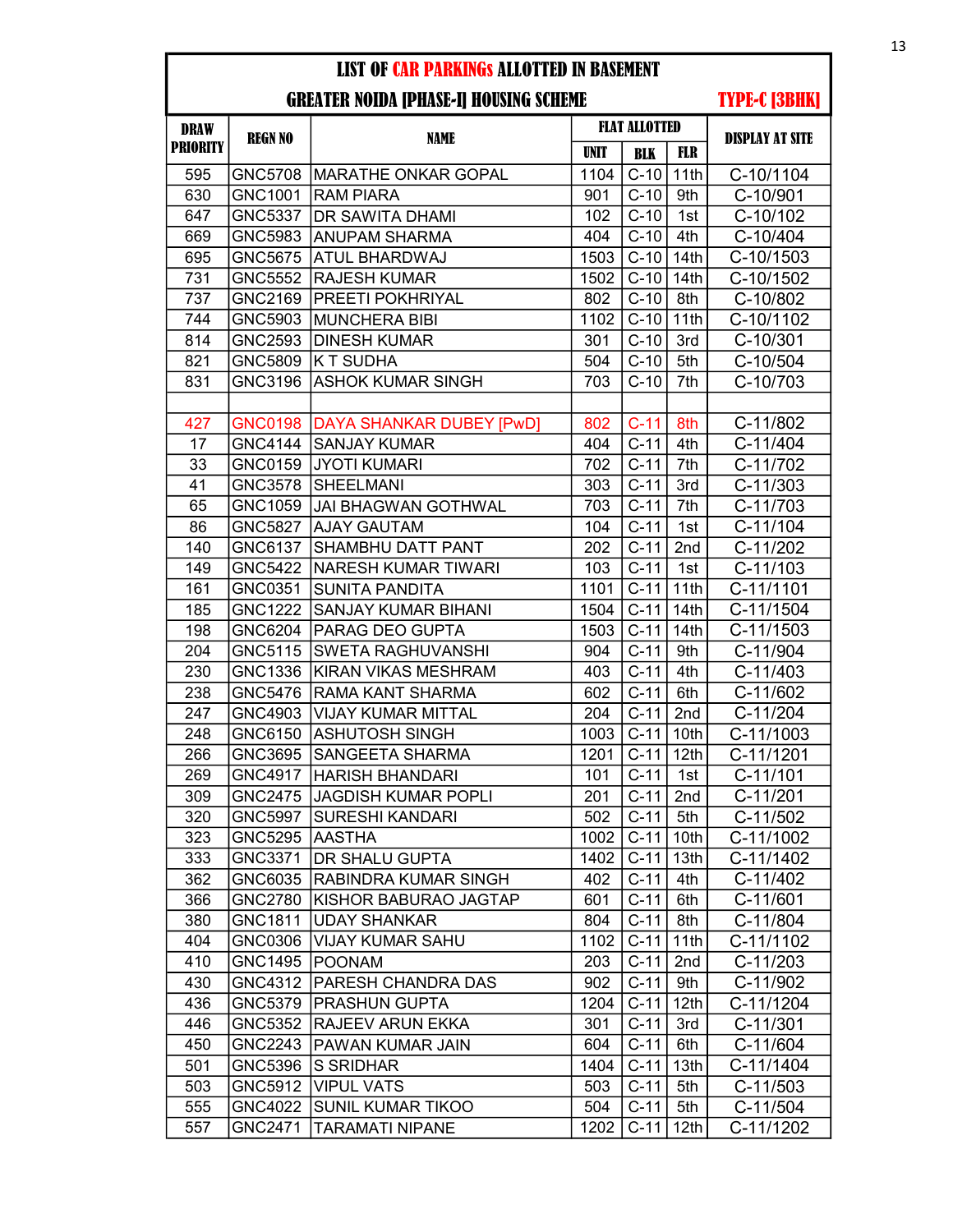# LIST OF CAR PARKINGs ALLOTTED IN BASEMENT

## GREATER NOIDA [PHASE-I] HOUSING SCHEME — TYPE-C [3BHK]

| DRAW PRIORITY | REGN NO | NAME | FLAT ALLOTTED | | | DISPLAY AT SITE |
|---|---|---|---|---|---|---|
| | | | UNIT | BLK | FLR | |
| 595 | GNC5708 | MARATHE ONKAR GOPAL | 1104 | C-10 | 11th | C-10/1104 |
| 630 | GNC1001 | RAM PIARA | 901 | C-10 | 9th | C-10/901 |
| 647 | GNC5337 | DR SAWITA DHAMI | 102 | C-10 | 1st | C-10/102 |
| 669 | GNC5983 | ANUPAM SHARMA | 404 | C-10 | 4th | C-10/404 |
| 695 | GNC5675 | ATUL BHARDWAJ | 1503 | C-10 | 14th | C-10/1503 |
| 731 | GNC5552 | RAJESH KUMAR | 1502 | C-10 | 14th | C-10/1502 |
| 737 | GNC2169 | PREETI POKHRIYAL | 802 | C-10 | 8th | C-10/802 |
| 744 | GNC5903 | MUNCHERA BIBI | 1102 | C-10 | 11th | C-10/1102 |
| 814 | GNC2593 | DINESH KUMAR | 301 | C-10 | 3rd | C-10/301 |
| 821 | GNC5809 | K T SUDHA | 504 | C-10 | 5th | C-10/504 |
| 831 | GNC3196 | ASHOK KUMAR SINGH | 703 | C-10 | 7th | C-10/703 |
| | | | | | | |
| 427 | GNC0198 | DAYA SHANKAR DUBEY [PwD] | 802 | C-11 | 8th | C-11/802 |
| 17 | GNC4144 | SANJAY KUMAR | 404 | C-11 | 4th | C-11/404 |
| 33 | GNC0159 | JYOTI KUMARI | 702 | C-11 | 7th | C-11/702 |
| 41 | GNC3578 | SHEELMANI | 303 | C-11 | 3rd | C-11/303 |
| 65 | GNC1059 | JAI BHAGWAN GOTHWAL | 703 | C-11 | 7th | C-11/703 |
| 86 | GNC5827 | AJAY GAUTAM | 104 | C-11 | 1st | C-11/104 |
| 140 | GNC6137 | SHAMBHU DATT PANT | 202 | C-11 | 2nd | C-11/202 |
| 149 | GNC5422 | NARESH KUMAR TIWARI | 103 | C-11 | 1st | C-11/103 |
| 161 | GNC0351 | SUNITA PANDITA | 1101 | C-11 | 11th | C-11/1101 |
| 185 | GNC1222 | SANJAY KUMAR BIHANI | 1504 | C-11 | 14th | C-11/1504 |
| 198 | GNC6204 | PARAG DEO GUPTA | 1503 | C-11 | 14th | C-11/1503 |
| 204 | GNC5115 | SWETA RAGHUVANSHI | 904 | C-11 | 9th | C-11/904 |
| 230 | GNC1336 | KIRAN VIKAS MESHRAM | 403 | C-11 | 4th | C-11/403 |
| 238 | GNC5476 | RAMA KANT SHARMA | 602 | C-11 | 6th | C-11/602 |
| 247 | GNC4903 | VIJAY KUMAR MITTAL | 204 | C-11 | 2nd | C-11/204 |
| 248 | GNC6150 | ASHUTOSH SINGH | 1003 | C-11 | 10th | C-11/1003 |
| 266 | GNC3695 | SANGEETA SHARMA | 1201 | C-11 | 12th | C-11/1201 |
| 269 | GNC4917 | HARISH BHANDARI | 101 | C-11 | 1st | C-11/101 |
| 309 | GNC2475 | JAGDISH KUMAR POPLI | 201 | C-11 | 2nd | C-11/201 |
| 320 | GNC5997 | SURESHI KANDARI | 502 | C-11 | 5th | C-11/502 |
| 323 | GNC5295 | AASTHA | 1002 | C-11 | 10th | C-11/1002 |
| 333 | GNC3371 | DR SHALU GUPTA | 1402 | C-11 | 13th | C-11/1402 |
| 362 | GNC6035 | RABINDRA KUMAR SINGH | 402 | C-11 | 4th | C-11/402 |
| 366 | GNC2780 | KISHOR BABURAO JAGTAP | 601 | C-11 | 6th | C-11/601 |
| 380 | GNC1811 | UDAY SHANKAR | 804 | C-11 | 8th | C-11/804 |
| 404 | GNC0306 | VIJAY KUMAR SAHU | 1102 | C-11 | 11th | C-11/1102 |
| 410 | GNC1495 | POONAM | 203 | C-11 | 2nd | C-11/203 |
| 430 | GNC4312 | PARESH CHANDRA DAS | 902 | C-11 | 9th | C-11/902 |
| 436 | GNC5379 | PRASHUN GUPTA | 1204 | C-11 | 12th | C-11/1204 |
| 446 | GNC5352 | RAJEEV ARUN EKKA | 301 | C-11 | 3rd | C-11/301 |
| 450 | GNC2243 | PAWAN KUMAR JAIN | 604 | C-11 | 6th | C-11/604 |
| 501 | GNC5396 | S SRIDHAR | 1404 | C-11 | 13th | C-11/1404 |
| 503 | GNC5912 | VIPUL VATS | 503 | C-11 | 5th | C-11/503 |
| 555 | GNC4022 | SUNIL KUMAR TIKOO | 504 | C-11 | 5th | C-11/504 |
| 557 | GNC2471 | TARAMATI NIPANE | 1202 | C-11 | 12th | C-11/1202 |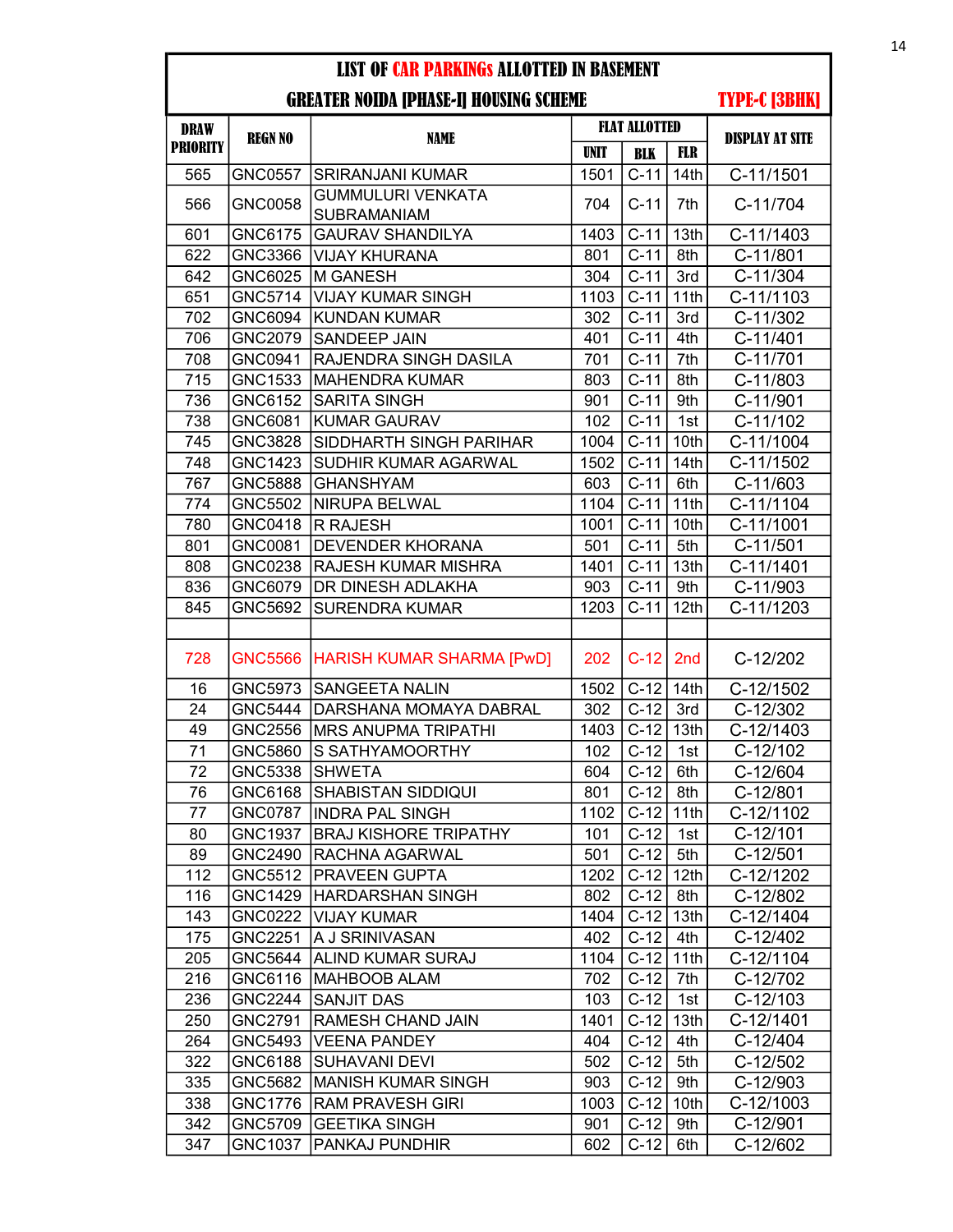# LIST OF CAR PARKINGs ALLOTTED IN BASEMENT

## GREATER NOIDA [PHASE-I] HOUSING SCHEME — TYPE-C [3BHK]

| DRAW PRIORITY | REGN NO | NAME | FLAT ALLOTTED | | | DISPLAY AT SITE |
|---|---|---|---|---|---|---|
| | | | UNIT | BLK | FLR | |
| 565 | GNC0557 | SRIRANJANI KUMAR | 1501 | C-11 | 14th | C-11/1501 |
| 566 | GNC0058 | GUMMULURI VENKATA SUBRAMANIAM | 704 | C-11 | 7th | C-11/704 |
| 601 | GNC6175 | GAURAV SHANDILYA | 1403 | C-11 | 13th | C-11/1403 |
| 622 | GNC3366 | VIJAY KHURANA | 801 | C-11 | 8th | C-11/801 |
| 642 | GNC6025 | M GANESH | 304 | C-11 | 3rd | C-11/304 |
| 651 | GNC5714 | VIJAY KUMAR SINGH | 1103 | C-11 | 11th | C-11/1103 |
| 702 | GNC6094 | KUNDAN KUMAR | 302 | C-11 | 3rd | C-11/302 |
| 706 | GNC2079 | SANDEEP JAIN | 401 | C-11 | 4th | C-11/401 |
| 708 | GNC0941 | RAJENDRA SINGH DASILA | 701 | C-11 | 7th | C-11/701 |
| 715 | GNC1533 | MAHENDRA KUMAR | 803 | C-11 | 8th | C-11/803 |
| 736 | GNC6152 | SARITA SINGH | 901 | C-11 | 9th | C-11/901 |
| 738 | GNC6081 | KUMAR GAURAV | 102 | C-11 | 1st | C-11/102 |
| 745 | GNC3828 | SIDDHARTH SINGH PARIHAR | 1004 | C-11 | 10th | C-11/1004 |
| 748 | GNC1423 | SUDHIR KUMAR AGARWAL | 1502 | C-11 | 14th | C-11/1502 |
| 767 | GNC5888 | GHANSHYAM | 603 | C-11 | 6th | C-11/603 |
| 774 | GNC5502 | NIRUPA BELWAL | 1104 | C-11 | 11th | C-11/1104 |
| 780 | GNC0418 | R RAJESH | 1001 | C-11 | 10th | C-11/1001 |
| 801 | GNC0081 | DEVENDER KHORANA | 501 | C-11 | 5th | C-11/501 |
| 808 | GNC0238 | RAJESH KUMAR MISHRA | 1401 | C-11 | 13th | C-11/1401 |
| 836 | GNC6079 | DR DINESH ADLAKHA | 903 | C-11 | 9th | C-11/903 |
| 845 | GNC5692 | SURENDRA KUMAR | 1203 | C-11 | 12th | C-11/1203 |
| | | | | | | |
| 728 | GNC5566 | HARISH KUMAR SHARMA [PwD] | 202 | C-12 | 2nd | C-12/202 |
| 16 | GNC5973 | SANGEETA NALIN | 1502 | C-12 | 14th | C-12/1502 |
| 24 | GNC5444 | DARSHANA MOMAYA DABRAL | 302 | C-12 | 3rd | C-12/302 |
| 49 | GNC2556 | MRS ANUPMA TRIPATHI | 1403 | C-12 | 13th | C-12/1403 |
| 71 | GNC5860 | S SATHYAMOORTHY | 102 | C-12 | 1st | C-12/102 |
| 72 | GNC5338 | SHWETA | 604 | C-12 | 6th | C-12/604 |
| 76 | GNC6168 | SHABISTAN SIDDIQUI | 801 | C-12 | 8th | C-12/801 |
| 77 | GNC0787 | INDRA PAL SINGH | 1102 | C-12 | 11th | C-12/1102 |
| 80 | GNC1937 | BRAJ KISHORE TRIPATHY | 101 | C-12 | 1st | C-12/101 |
| 89 | GNC2490 | RACHNA AGARWAL | 501 | C-12 | 5th | C-12/501 |
| 112 | GNC5512 | PRAVEEN GUPTA | 1202 | C-12 | 12th | C-12/1202 |
| 116 | GNC1429 | HARDARSHAN SINGH | 802 | C-12 | 8th | C-12/802 |
| 143 | GNC0222 | VIJAY KUMAR | 1404 | C-12 | 13th | C-12/1404 |
| 175 | GNC2251 | A J SRINIVASAN | 402 | C-12 | 4th | C-12/402 |
| 205 | GNC5644 | ALIND KUMAR SURAJ | 1104 | C-12 | 11th | C-12/1104 |
| 216 | GNC6116 | MAHBOOB ALAM | 702 | C-12 | 7th | C-12/702 |
| 236 | GNC2244 | SANJIT DAS | 103 | C-12 | 1st | C-12/103 |
| 250 | GNC2791 | RAMESH CHAND JAIN | 1401 | C-12 | 13th | C-12/1401 |
| 264 | GNC5493 | VEENA PANDEY | 404 | C-12 | 4th | C-12/404 |
| 322 | GNC6188 | SUHAVANI DEVI | 502 | C-12 | 5th | C-12/502 |
| 335 | GNC5682 | MANISH KUMAR SINGH | 903 | C-12 | 9th | C-12/903 |
| 338 | GNC1776 | RAM PRAVESH GIRI | 1003 | C-12 | 10th | C-12/1003 |
| 342 | GNC5709 | GEETIKA SINGH | 901 | C-12 | 9th | C-12/901 |
| 347 | GNC1037 | PANKAJ PUNDHIR | 602 | C-12 | 6th | C-12/602 |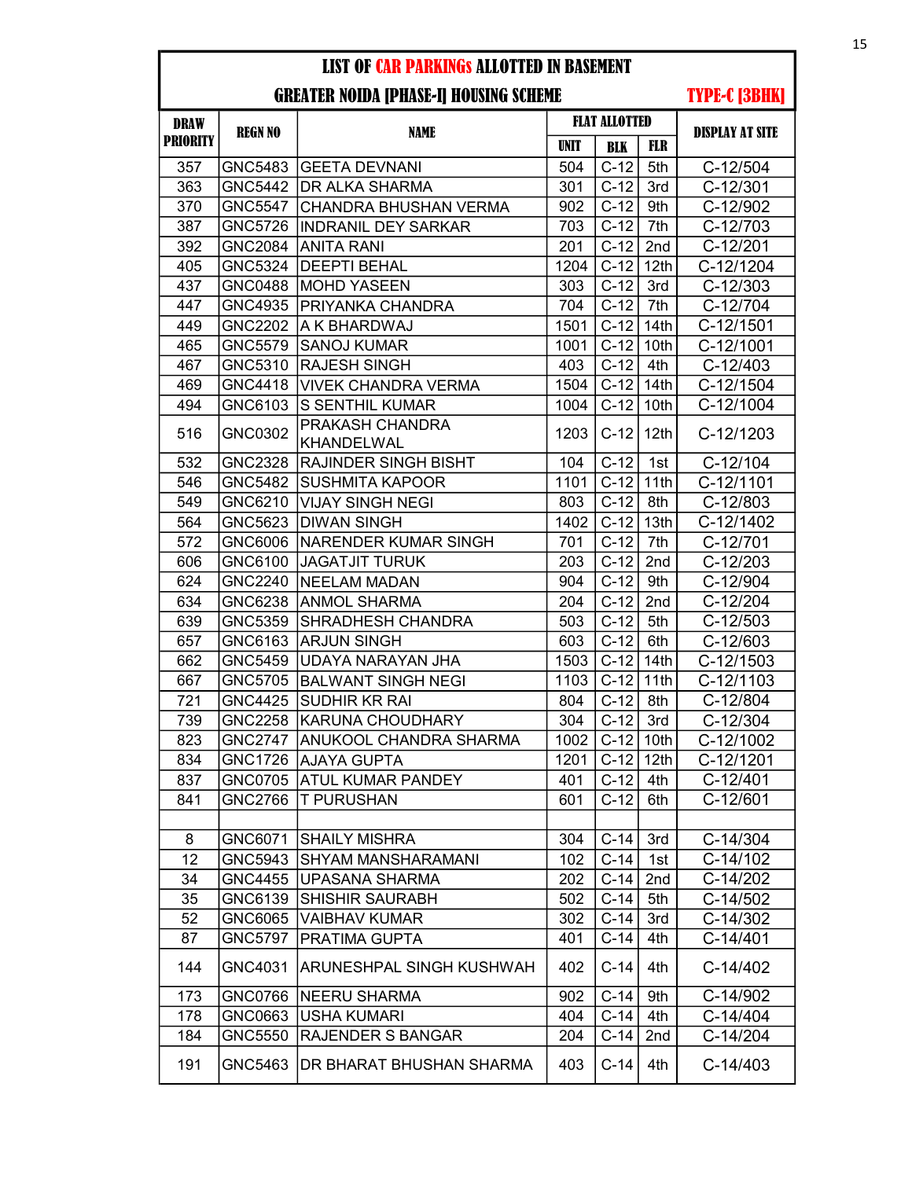# LIST OF CAR PARKINGs ALLOTTED IN BASEMENT

## GREATER NOIDA [PHASE-I] HOUSING SCHEME — TYPE-C [3BHK]

| DRAW PRIORITY | REGN NO | NAME | FLAT ALLOTTED | | | DISPLAY AT SITE |
|---|---|---|---|---|---|---|
| | | | UNIT | BLK | FLR | |
| 357 | GNC5483 | GEETA DEVNANI | 504 | C-12 | 5th | C-12/504 |
| 363 | GNC5442 | DR ALKA SHARMA | 301 | C-12 | 3rd | C-12/301 |
| 370 | GNC5547 | CHANDRA BHUSHAN VERMA | 902 | C-12 | 9th | C-12/902 |
| 387 | GNC5726 | INDRANIL DEY SARKAR | 703 | C-12 | 7th | C-12/703 |
| 392 | GNC2084 | ANITA RANI | 201 | C-12 | 2nd | C-12/201 |
| 405 | GNC5324 | DEEPTI BEHAL | 1204 | C-12 | 12th | C-12/1204 |
| 437 | GNC0488 | MOHD YASEEN | 303 | C-12 | 3rd | C-12/303 |
| 447 | GNC4935 | PRIYANKA CHANDRA | 704 | C-12 | 7th | C-12/704 |
| 449 | GNC2202 | A K BHARDWAJ | 1501 | C-12 | 14th | C-12/1501 |
| 465 | GNC5579 | SANOJ KUMAR | 1001 | C-12 | 10th | C-12/1001 |
| 467 | GNC5310 | RAJESH SINGH | 403 | C-12 | 4th | C-12/403 |
| 469 | GNC4418 | VIVEK CHANDRA VERMA | 1504 | C-12 | 14th | C-12/1504 |
| 494 | GNC6103 | S SENTHIL KUMAR | 1004 | C-12 | 10th | C-12/1004 |
| 516 | GNC0302 | PRAKASH CHANDRA KHANDELWAL | 1203 | C-12 | 12th | C-12/1203 |
| 532 | GNC2328 | RAJINDER SINGH BISHT | 104 | C-12 | 1st | C-12/104 |
| 546 | GNC5482 | SUSHMITA KAPOOR | 1101 | C-12 | 11th | C-12/1101 |
| 549 | GNC6210 | VIJAY SINGH NEGI | 803 | C-12 | 8th | C-12/803 |
| 564 | GNC5623 | DIWAN SINGH | 1402 | C-12 | 13th | C-12/1402 |
| 572 | GNC6006 | NARENDER KUMAR SINGH | 701 | C-12 | 7th | C-12/701 |
| 606 | GNC6100 | JAGATJIT TURUK | 203 | C-12 | 2nd | C-12/203 |
| 624 | GNC2240 | NEELAM MADAN | 904 | C-12 | 9th | C-12/904 |
| 634 | GNC6238 | ANMOL SHARMA | 204 | C-12 | 2nd | C-12/204 |
| 639 | GNC5359 | SHRADHESH CHANDRA | 503 | C-12 | 5th | C-12/503 |
| 657 | GNC6163 | ARJUN SINGH | 603 | C-12 | 6th | C-12/603 |
| 662 | GNC5459 | UDAYA NARAYAN JHA | 1503 | C-12 | 14th | C-12/1503 |
| 667 | GNC5705 | BALWANT SINGH NEGI | 1103 | C-12 | 11th | C-12/1103 |
| 721 | GNC4425 | SUDHIR KR RAI | 804 | C-12 | 8th | C-12/804 |
| 739 | GNC2258 | KARUNA CHOUDHARY | 304 | C-12 | 3rd | C-12/304 |
| 823 | GNC2747 | ANUKOOL CHANDRA SHARMA | 1002 | C-12 | 10th | C-12/1002 |
| 834 | GNC1726 | AJAYA GUPTA | 1201 | C-12 | 12th | C-12/1201 |
| 837 | GNC0705 | ATUL KUMAR PANDEY | 401 | C-12 | 4th | C-12/401 |
| 841 | GNC2766 | T PURUSHAN | 601 | C-12 | 6th | C-12/601 |
| | | | | | | |
| 8 | GNC6071 | SHAILY MISHRA | 304 | C-14 | 3rd | C-14/304 |
| 12 | GNC5943 | SHYAM MANSHARAMANI | 102 | C-14 | 1st | C-14/102 |
| 34 | GNC4455 | UPASANA SHARMA | 202 | C-14 | 2nd | C-14/202 |
| 35 | GNC6139 | SHISHIR SAURABH | 502 | C-14 | 5th | C-14/502 |
| 52 | GNC6065 | VAIBHAV KUMAR | 302 | C-14 | 3rd | C-14/302 |
| 87 | GNC5797 | PRATIMA GUPTA | 401 | C-14 | 4th | C-14/401 |
| 144 | GNC4031 | ARUNESHPAL SINGH KUSHWAH | 402 | C-14 | 4th | C-14/402 |
| 173 | GNC0766 | NEERU SHARMA | 902 | C-14 | 9th | C-14/902 |
| 178 | GNC0663 | USHA KUMARI | 404 | C-14 | 4th | C-14/404 |
| 184 | GNC5550 | RAJENDER S BANGAR | 204 | C-14 | 2nd | C-14/204 |
| 191 | GNC5463 | DR BHARAT BHUSHAN SHARMA | 403 | C-14 | 4th | C-14/403 |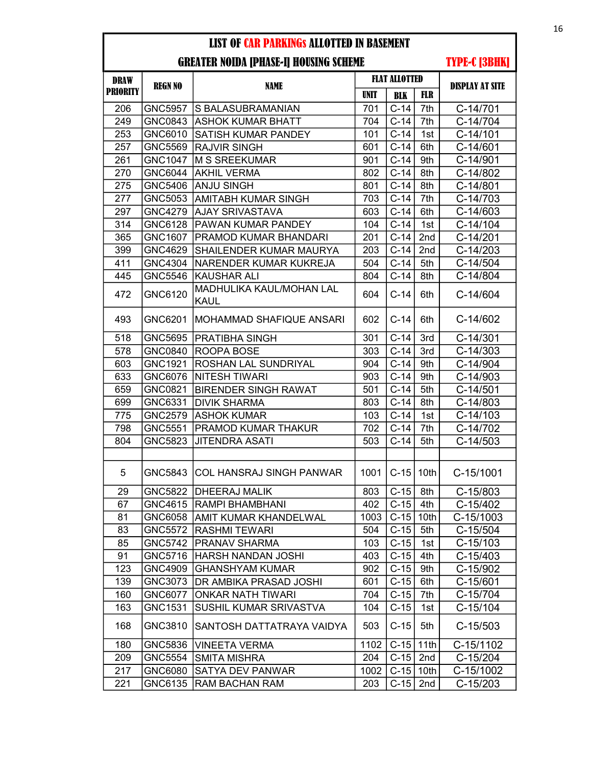## LIST OF CAR PARKINGs ALLOTTED IN BASEMENT

### GREATER NOIDA [PHASE-I] HOUSING SCHEME TYPE-C [3BHK]

| DRAW PRIORITY | REGN NO | NAME | FLAT ALLOTTED | | | DISPLAY AT SITE |
|---|---|---|---|---|---|---|
| | | | UNIT | BLK | FLR | |
| 206 | GNC5957 | S BALASUBRAMANIAN | 701 | C-14 | 7th | C-14/701 |
| 249 | GNC0843 | ASHOK KUMAR BHATT | 704 | C-14 | 7th | C-14/704 |
| 253 | GNC6010 | SATISH KUMAR PANDEY | 101 | C-14 | 1st | C-14/101 |
| 257 | GNC5569 | RAJVIR SINGH | 601 | C-14 | 6th | C-14/601 |
| 261 | GNC1047 | M S SREEKUMAR | 901 | C-14 | 9th | C-14/901 |
| 270 | GNC6044 | AKHIL VERMA | 802 | C-14 | 8th | C-14/802 |
| 275 | GNC5406 | ANJU SINGH | 801 | C-14 | 8th | C-14/801 |
| 277 | GNC5053 | AMITABH KUMAR SINGH | 703 | C-14 | 7th | C-14/703 |
| 297 | GNC4279 | AJAY SRIVASTAVA | 603 | C-14 | 6th | C-14/603 |
| 314 | GNC6128 | PAWAN KUMAR PANDEY | 104 | C-14 | 1st | C-14/104 |
| 365 | GNC1607 | PRAMOD KUMAR BHANDARI | 201 | C-14 | 2nd | C-14/201 |
| 399 | GNC4629 | SHAILENDER KUMAR MAURYA | 203 | C-14 | 2nd | C-14/203 |
| 411 | GNC4304 | NARENDER KUMAR KUKREJA | 504 | C-14 | 5th | C-14/504 |
| 445 | GNC5546 | KAUSHAR ALI | 804 | C-14 | 8th | C-14/804 |
| 472 | GNC6120 | MADHULIKA KAUL/MOHAN LAL KAUL | 604 | C-14 | 6th | C-14/604 |
| 493 | GNC6201 | MOHAMMAD SHAFIQUE ANSARI | 602 | C-14 | 6th | C-14/602 |
| 518 | GNC5695 | PRATIBHA SINGH | 301 | C-14 | 3rd | C-14/301 |
| 578 | GNC0840 | ROOPA BOSE | 303 | C-14 | 3rd | C-14/303 |
| 603 | GNC1921 | ROSHAN LAL SUNDRIYAL | 904 | C-14 | 9th | C-14/904 |
| 633 | GNC6076 | NITESH TIWARI | 903 | C-14 | 9th | C-14/903 |
| 659 | GNC0821 | BIRENDER SINGH RAWAT | 501 | C-14 | 5th | C-14/501 |
| 699 | GNC6331 | DIVIK SHARMA | 803 | C-14 | 8th | C-14/803 |
| 775 | GNC2579 | ASHOK KUMAR | 103 | C-14 | 1st | C-14/103 |
| 798 | GNC5551 | PRAMOD KUMAR THAKUR | 702 | C-14 | 7th | C-14/702 |
| 804 | GNC5823 | JITENDRA ASATI | 503 | C-14 | 5th | C-14/503 |
| | | | | | | |
| 5 | GNC5843 | COL HANSRAJ SINGH PANWAR | 1001 | C-15 | 10th | C-15/1001 |
| 29 | GNC5822 | DHEERAJ MALIK | 803 | C-15 | 8th | C-15/803 |
| 67 | GNC4615 | RAMPI BHAMBHANI | 402 | C-15 | 4th | C-15/402 |
| 81 | GNC6058 | AMIT KUMAR KHANDELWAL | 1003 | C-15 | 10th | C-15/1003 |
| 83 | GNC5572 | RASHMI TEWARI | 504 | C-15 | 5th | C-15/504 |
| 85 | GNC5742 | PRANAV SHARMA | 103 | C-15 | 1st | C-15/103 |
| 91 | GNC5716 | HARSH NANDAN JOSHI | 403 | C-15 | 4th | C-15/403 |
| 123 | GNC4909 | GHANSHYAM KUMAR | 902 | C-15 | 9th | C-15/902 |
| 139 | GNC3073 | DR AMBIKA PRASAD JOSHI | 601 | C-15 | 6th | C-15/601 |
| 160 | GNC6077 | ONKAR NATH TIWARI | 704 | C-15 | 7th | C-15/704 |
| 163 | GNC1531 | SUSHIL KUMAR SRIVASTVA | 104 | C-15 | 1st | C-15/104 |
| 168 | GNC3810 | SANTOSH DATTATRAYA VAIDYA | 503 | C-15 | 5th | C-15/503 |
| 180 | GNC5836 | VINEETA VERMA | 1102 | C-15 | 11th | C-15/1102 |
| 209 | GNC5554 | SMITA MISHRA | 204 | C-15 | 2nd | C-15/204 |
| 217 | GNC6080 | SATYA DEV PANWAR | 1002 | C-15 | 10th | C-15/1002 |
| 221 | GNC6135 | RAM BACHAN RAM | 203 | C-15 | 2nd | C-15/203 |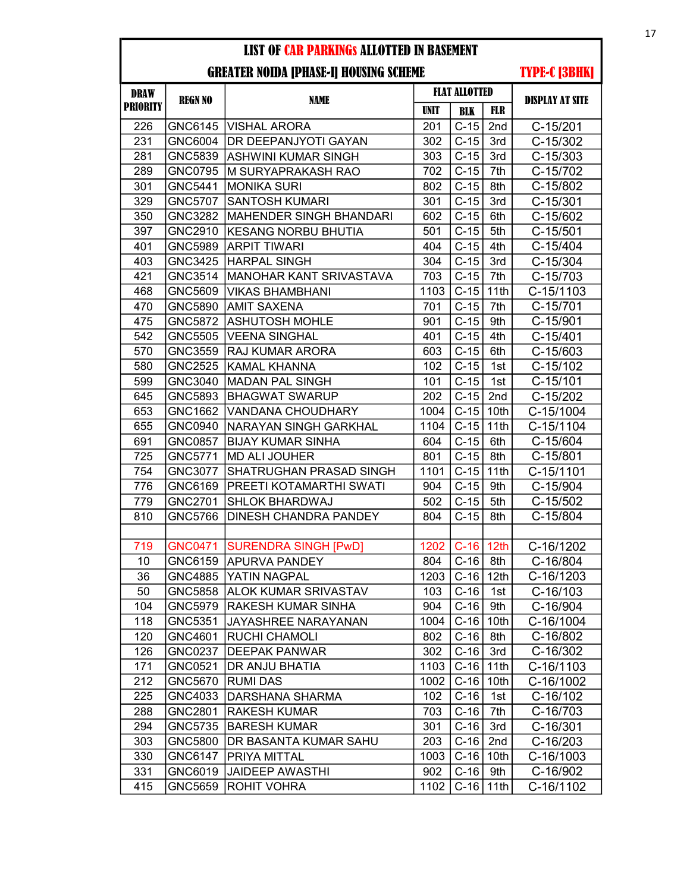# LIST OF CAR PARKINGs ALLOTTED IN BASEMENT

## GREATER NOIDA [PHASE-I] HOUSING SCHEME — TYPE-C [3BHK]

| DRAW PRIORITY | REGN NO | NAME | FLAT ALLOTTED | | | DISPLAY AT SITE |
|---|---|---|---|---|---|---|
| | | | UNIT | BLK | FLR | |
| 226 | GNC6145 | VISHAL ARORA | 201 | C-15 | 2nd | C-15/201 |
| 231 | GNC6004 | DR DEEPANJYOTI GAYAN | 302 | C-15 | 3rd | C-15/302 |
| 281 | GNC5839 | ASHWINI KUMAR SINGH | 303 | C-15 | 3rd | C-15/303 |
| 289 | GNC0795 | M SURYAPRAKASH RAO | 702 | C-15 | 7th | C-15/702 |
| 301 | GNC5441 | MONIKA SURI | 802 | C-15 | 8th | C-15/802 |
| 329 | GNC5707 | SANTOSH KUMARI | 301 | C-15 | 3rd | C-15/301 |
| 350 | GNC3282 | MAHENDER SINGH BHANDARI | 602 | C-15 | 6th | C-15/602 |
| 397 | GNC2910 | KESANG NORBU BHUTIA | 501 | C-15 | 5th | C-15/501 |
| 401 | GNC5989 | ARPIT TIWARI | 404 | C-15 | 4th | C-15/404 |
| 403 | GNC3425 | HARPAL SINGH | 304 | C-15 | 3rd | C-15/304 |
| 421 | GNC3514 | MANOHAR KANT SRIVASTAVA | 703 | C-15 | 7th | C-15/703 |
| 468 | GNC5609 | VIKAS BHAMBHANI | 1103 | C-15 | 11th | C-15/1103 |
| 470 | GNC5890 | AMIT SAXENA | 701 | C-15 | 7th | C-15/701 |
| 475 | GNC5872 | ASHUTOSH MOHLE | 901 | C-15 | 9th | C-15/901 |
| 542 | GNC5505 | VEENA SINGHAL | 401 | C-15 | 4th | C-15/401 |
| 570 | GNC3559 | RAJ KUMAR ARORA | 603 | C-15 | 6th | C-15/603 |
| 580 | GNC2525 | KAMAL KHANNA | 102 | C-15 | 1st | C-15/102 |
| 599 | GNC3040 | MADAN PAL SINGH | 101 | C-15 | 1st | C-15/101 |
| 645 | GNC5893 | BHAGWAT SWARUP | 202 | C-15 | 2nd | C-15/202 |
| 653 | GNC1662 | VANDANA CHOUDHARY | 1004 | C-15 | 10th | C-15/1004 |
| 655 | GNC0940 | NARAYAN SINGH GARKHAL | 1104 | C-15 | 11th | C-15/1104 |
| 691 | GNC0857 | BIJAY KUMAR SINHA | 604 | C-15 | 6th | C-15/604 |
| 725 | GNC5771 | MD ALI JOUHER | 801 | C-15 | 8th | C-15/801 |
| 754 | GNC3077 | SHATRUGHAN PRASAD SINGH | 1101 | C-15 | 11th | C-15/1101 |
| 776 | GNC6169 | PREETI KOTAMARTHI SWATI | 904 | C-15 | 9th | C-15/904 |
| 779 | GNC2701 | SHLOK BHARDWAJ | 502 | C-15 | 5th | C-15/502 |
| 810 | GNC5766 | DINESH CHANDRA PANDEY | 804 | C-15 | 8th | C-15/804 |
| | | | | | | |
| 719 | GNC0471 | SURENDRA SINGH [PwD] | 1202 | C-16 | 12th | C-16/1202 |
| 10 | GNC6159 | APURVA PANDEY | 804 | C-16 | 8th | C-16/804 |
| 36 | GNC4885 | YATIN NAGPAL | 1203 | C-16 | 12th | C-16/1203 |
| 50 | GNC5858 | ALOK KUMAR SRIVASTAV | 103 | C-16 | 1st | C-16/103 |
| 104 | GNC5979 | RAKESH KUMAR SINHA | 904 | C-16 | 9th | C-16/904 |
| 118 | GNC5351 | JAYASHREE NARAYANAN | 1004 | C-16 | 10th | C-16/1004 |
| 120 | GNC4601 | RUCHI CHAMOLI | 802 | C-16 | 8th | C-16/802 |
| 126 | GNC0237 | DEEPAK PANWAR | 302 | C-16 | 3rd | C-16/302 |
| 171 | GNC0521 | DR ANJU BHATIA | 1103 | C-16 | 11th | C-16/1103 |
| 212 | GNC5670 | RUMI DAS | 1002 | C-16 | 10th | C-16/1002 |
| 225 | GNC4033 | DARSHANA SHARMA | 102 | C-16 | 1st | C-16/102 |
| 288 | GNC2801 | RAKESH KUMAR | 703 | C-16 | 7th | C-16/703 |
| 294 | GNC5735 | BARESH KUMAR | 301 | C-16 | 3rd | C-16/301 |
| 303 | GNC5800 | DR BASANTA KUMAR SAHU | 203 | C-16 | 2nd | C-16/203 |
| 330 | GNC6147 | PRIYA MITTAL | 1003 | C-16 | 10th | C-16/1003 |
| 331 | GNC6019 | JAIDEEP AWASTHI | 902 | C-16 | 9th | C-16/902 |
| 415 | GNC5659 | ROHIT VOHRA | 1102 | C-16 | 11th | C-16/1102 |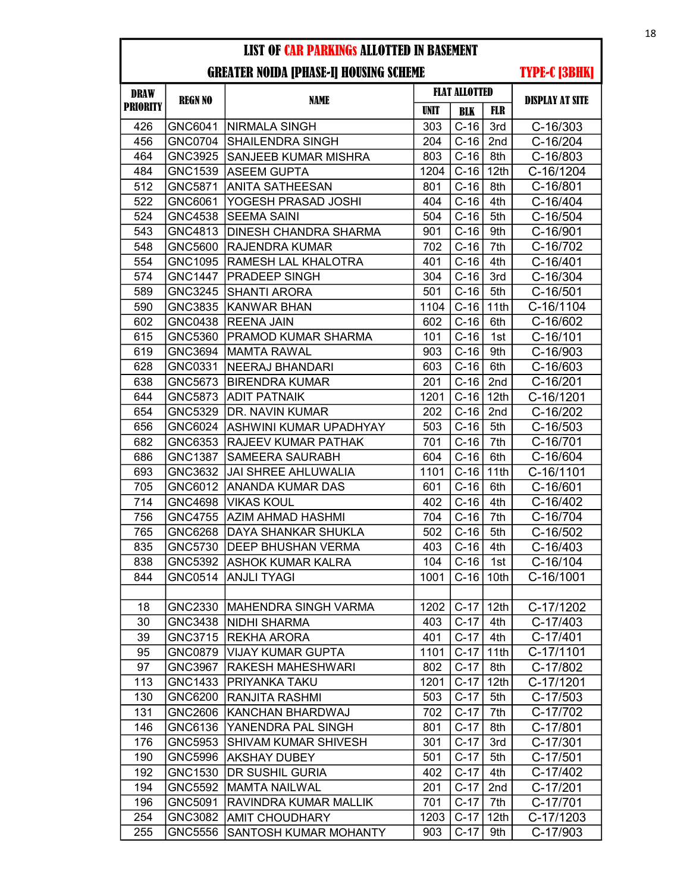# LIST OF CAR PARKINGs ALLOTTED IN BASEMENT

## GREATER NOIDA [PHASE-I] HOUSING SCHEME — TYPE-C [3BHK]

| DRAW PRIORITY | REGN NO | NAME | FLAT ALLOTTED | | | DISPLAY AT SITE |
|---|---|---|---|---|---|---|
| | | | UNIT | BLK | FLR | |
| 426 | GNC6041 | NIRMALA SINGH | 303 | C-16 | 3rd | C-16/303 |
| 456 | GNC0704 | SHAILENDRA SINGH | 204 | C-16 | 2nd | C-16/204 |
| 464 | GNC3925 | SANJEEB KUMAR MISHRA | 803 | C-16 | 8th | C-16/803 |
| 484 | GNC1539 | ASEEM GUPTA | 1204 | C-16 | 12th | C-16/1204 |
| 512 | GNC5871 | ANITA SATHEESAN | 801 | C-16 | 8th | C-16/801 |
| 522 | GNC6061 | YOGESH PRASAD JOSHI | 404 | C-16 | 4th | C-16/404 |
| 524 | GNC4538 | SEEMA SAINI | 504 | C-16 | 5th | C-16/504 |
| 543 | GNC4813 | DINESH CHANDRA SHARMA | 901 | C-16 | 9th | C-16/901 |
| 548 | GNC5600 | RAJENDRA KUMAR | 702 | C-16 | 7th | C-16/702 |
| 554 | GNC1095 | RAMESH LAL KHALOTRA | 401 | C-16 | 4th | C-16/401 |
| 574 | GNC1447 | PRADEEP SINGH | 304 | C-16 | 3rd | C-16/304 |
| 589 | GNC3245 | SHANTI ARORA | 501 | C-16 | 5th | C-16/501 |
| 590 | GNC3835 | KANWAR BHAN | 1104 | C-16 | 11th | C-16/1104 |
| 602 | GNC0438 | REENA JAIN | 602 | C-16 | 6th | C-16/602 |
| 615 | GNC5360 | PRAMOD KUMAR SHARMA | 101 | C-16 | 1st | C-16/101 |
| 619 | GNC3694 | MAMTA RAWAL | 903 | C-16 | 9th | C-16/903 |
| 628 | GNC0331 | NEERAJ BHANDARI | 603 | C-16 | 6th | C-16/603 |
| 638 | GNC5673 | BIRENDRA KUMAR | 201 | C-16 | 2nd | C-16/201 |
| 644 | GNC5873 | ADIT PATNAIK | 1201 | C-16 | 12th | C-16/1201 |
| 654 | GNC5329 | DR. NAVIN KUMAR | 202 | C-16 | 2nd | C-16/202 |
| 656 | GNC6024 | ASHWINI KUMAR UPADHYAY | 503 | C-16 | 5th | C-16/503 |
| 682 | GNC6353 | RAJEEV KUMAR PATHAK | 701 | C-16 | 7th | C-16/701 |
| 686 | GNC1387 | SAMEERA SAURABH | 604 | C-16 | 6th | C-16/604 |
| 693 | GNC3632 | JAI SHREE AHLUWALIA | 1101 | C-16 | 11th | C-16/1101 |
| 705 | GNC6012 | ANANDA KUMAR DAS | 601 | C-16 | 6th | C-16/601 |
| 714 | GNC4698 | VIKAS KOUL | 402 | C-16 | 4th | C-16/402 |
| 756 | GNC4755 | AZIM AHMAD HASHMI | 704 | C-16 | 7th | C-16/704 |
| 765 | GNC6268 | DAYA SHANKAR SHUKLA | 502 | C-16 | 5th | C-16/502 |
| 835 | GNC5730 | DEEP BHUSHAN VERMA | 403 | C-16 | 4th | C-16/403 |
| 838 | GNC5392 | ASHOK KUMAR KALRA | 104 | C-16 | 1st | C-16/104 |
| 844 | GNC0514 | ANJLI TYAGI | 1001 | C-16 | 10th | C-16/1001 |
| | | | | | | |
| 18 | GNC2330 | MAHENDRA SINGH VARMA | 1202 | C-17 | 12th | C-17/1202 |
| 30 | GNC3438 | NIDHI SHARMA | 403 | C-17 | 4th | C-17/403 |
| 39 | GNC3715 | REKHA ARORA | 401 | C-17 | 4th | C-17/401 |
| 95 | GNC0879 | VIJAY KUMAR GUPTA | 1101 | C-17 | 11th | C-17/1101 |
| 97 | GNC3967 | RAKESH MAHESHWARI | 802 | C-17 | 8th | C-17/802 |
| 113 | GNC1433 | PRIYANKA TAKU | 1201 | C-17 | 12th | C-17/1201 |
| 130 | GNC6200 | RANJITA RASHMI | 503 | C-17 | 5th | C-17/503 |
| 131 | GNC2606 | KANCHAN BHARDWAJ | 702 | C-17 | 7th | C-17/702 |
| 146 | GNC6136 | YANENDRA PAL SINGH | 801 | C-17 | 8th | C-17/801 |
| 176 | GNC5953 | SHIVAM KUMAR SHIVESH | 301 | C-17 | 3rd | C-17/301 |
| 190 | GNC5996 | AKSHAY DUBEY | 501 | C-17 | 5th | C-17/501 |
| 192 | GNC1530 | DR SUSHIL GURIA | 402 | C-17 | 4th | C-17/402 |
| 194 | GNC5592 | MAMTA NAILWAL | 201 | C-17 | 2nd | C-17/201 |
| 196 | GNC5091 | RAVINDRA KUMAR MALLIK | 701 | C-17 | 7th | C-17/701 |
| 254 | GNC3082 | AMIT CHOUDHARY | 1203 | C-17 | 12th | C-17/1203 |
| 255 | GNC5556 | SANTOSH KUMAR MOHANTY | 903 | C-17 | 9th | C-17/903 |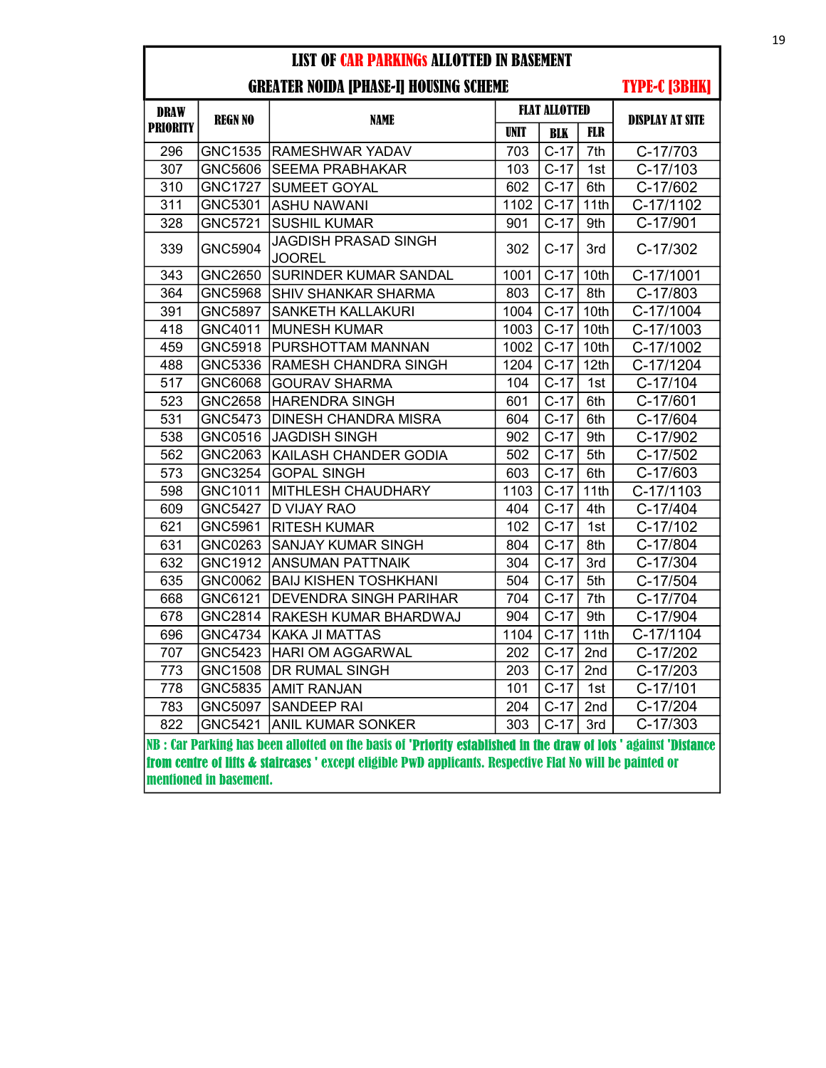# LIST OF CAR PARKINGs ALLOTTED IN BASEMENT

## GREATER NOIDA [PHASE-I] HOUSING SCHEME — TYPE-C [3BHK]

| DRAW PRIORITY | REGN NO | NAME | FLAT ALLOTTED | | | DISPLAY AT SITE |
|---|---|---|---|---|---|---|
| | | | UNIT | BLK | FLR | |
| 296 | GNC1535 | RAMESHWAR YADAV | 703 | C-17 | 7th | C-17/703 |
| 307 | GNC5606 | SEEMA PRABHAKAR | 103 | C-17 | 1st | C-17/103 |
| 310 | GNC1727 | SUMEET GOYAL | 602 | C-17 | 6th | C-17/602 |
| 311 | GNC5301 | ASHU NAWANI | 1102 | C-17 | 11th | C-17/1102 |
| 328 | GNC5721 | SUSHIL KUMAR | 901 | C-17 | 9th | C-17/901 |
| 339 | GNC5904 | JAGDISH PRASAD SINGH JOOREL | 302 | C-17 | 3rd | C-17/302 |
| 343 | GNC2650 | SURINDER KUMAR SANDAL | 1001 | C-17 | 10th | C-17/1001 |
| 364 | GNC5968 | SHIV SHANKAR SHARMA | 803 | C-17 | 8th | C-17/803 |
| 391 | GNC5897 | SANKETH KALLAKURI | 1004 | C-17 | 10th | C-17/1004 |
| 418 | GNC4011 | MUNESH KUMAR | 1003 | C-17 | 10th | C-17/1003 |
| 459 | GNC5918 | PURSHOTTAM MANNAN | 1002 | C-17 | 10th | C-17/1002 |
| 488 | GNC5336 | RAMESH CHANDRA SINGH | 1204 | C-17 | 12th | C-17/1204 |
| 517 | GNC6068 | GOURAV SHARMA | 104 | C-17 | 1st | C-17/104 |
| 523 | GNC2658 | HARENDRA SINGH | 601 | C-17 | 6th | C-17/601 |
| 531 | GNC5473 | DINESH CHANDRA MISRA | 604 | C-17 | 6th | C-17/604 |
| 538 | GNC0516 | JAGDISH SINGH | 902 | C-17 | 9th | C-17/902 |
| 562 | GNC2063 | KAILASH CHANDER GODIA | 502 | C-17 | 5th | C-17/502 |
| 573 | GNC3254 | GOPAL SINGH | 603 | C-17 | 6th | C-17/603 |
| 598 | GNC1011 | MITHLESH CHAUDHARY | 1103 | C-17 | 11th | C-17/1103 |
| 609 | GNC5427 | D VIJAY RAO | 404 | C-17 | 4th | C-17/404 |
| 621 | GNC5961 | RITESH KUMAR | 102 | C-17 | 1st | C-17/102 |
| 631 | GNC0263 | SANJAY KUMAR SINGH | 804 | C-17 | 8th | C-17/804 |
| 632 | GNC1912 | ANSUMAN PATTNAIK | 304 | C-17 | 3rd | C-17/304 |
| 635 | GNC0062 | BAIJ KISHEN TOSHKHANI | 504 | C-17 | 5th | C-17/504 |
| 668 | GNC6121 | DEVENDRA SINGH PARIHAR | 704 | C-17 | 7th | C-17/704 |
| 678 | GNC2814 | RAKESH KUMAR BHARDWAJ | 904 | C-17 | 9th | C-17/904 |
| 696 | GNC4734 | KAKA JI MATTAS | 1104 | C-17 | 11th | C-17/1104 |
| 707 | GNC5423 | HARI OM AGGARWAL | 202 | C-17 | 2nd | C-17/202 |
| 773 | GNC1508 | DR RUMAL SINGH | 203 | C-17 | 2nd | C-17/203 |
| 778 | GNC5835 | AMIT RANJAN | 101 | C-17 | 1st | C-17/101 |
| 783 | GNC5097 | SANDEEP RAI | 204 | C-17 | 2nd | C-17/204 |
| 822 | GNC5421 | ANIL KUMAR SONKER | 303 | C-17 | 3rd | C-17/303 |

NB : Car Parking has been allotted on the basis of 'Priority established in the draw of lots ' against 'Distance from centre of lifts & staircases ' except eligible PwD applicants. Respective Flat No will be painted or mentioned in basement.